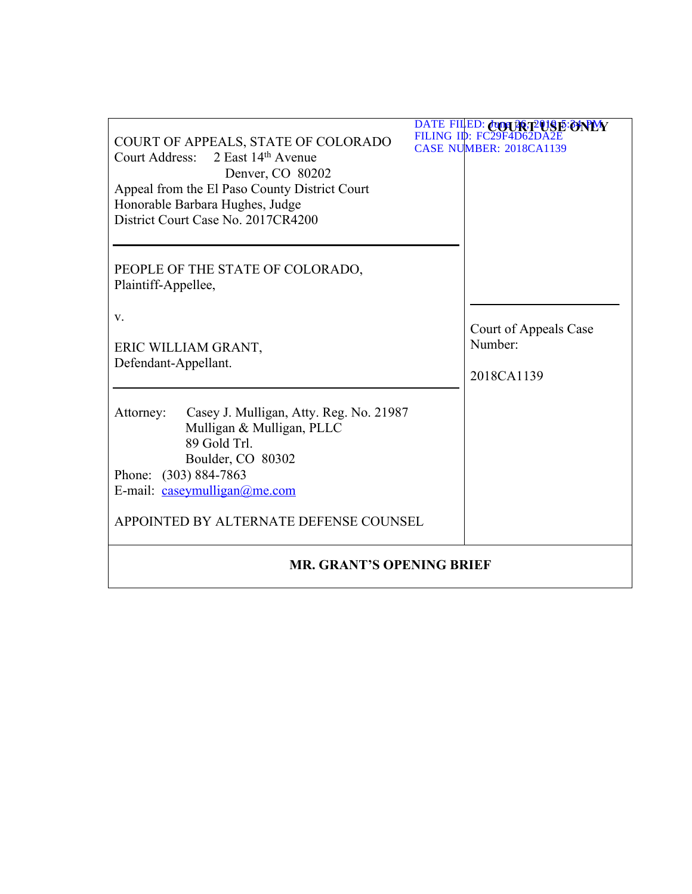DATE FILED: June 26, 2019 5:34 PM
FILING ID: FC29F4D62DA2E
CASE NUMBER: 2018CA1139

COURT OF APPEALS, STATE OF COLORADO
Court Address: 2 East 14th Avenue
Denver, CO 80202
Appeal from the El Paso County District Court
Honorable Barbara Hughes, Judge
District Court Case No. 2017CR4200

**COURT USE ONLY**

PEOPLE OF THE STATE OF COLORADO,
Plaintiff-Appellee,

v.

ERIC WILLIAM GRANT,
Defendant-Appellant.

Court of Appeals Case Number:

2018CA1139

Attorney: Casey J. Mulligan, Atty. Reg. No. 21987
Mulligan & Mulligan, PLLC
89 Gold Trl.
Boulder, CO 80302
Phone: (303) 884-7863
E-mail: caseymulligan@me.com

APPOINTED BY ALTERNATE DEFENSE COUNSEL

**MR. GRANT'S OPENING BRIEF**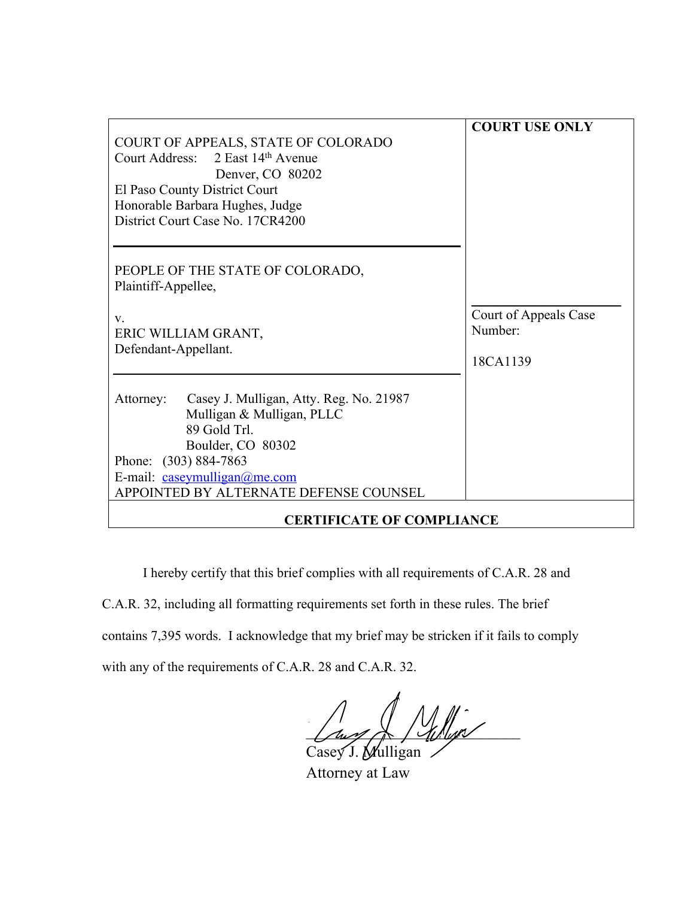| COURT OF APPEALS, STATE OF COLORADO<br>Court Address: 2 East 14th Avenue<br>Denver, CO 80202<br>El Paso County District Court<br>Honorable Barbara Hughes, Judge<br>District Court Case No. 17CR4200 | **COURT USE ONLY** |
|---|---|
| PEOPLE OF THE STATE OF COLORADO,<br>Plaintiff-Appellee,<br><br>v.<br>ERIC WILLIAM GRANT,<br>Defendant-Appellant. | Court of Appeals Case Number:<br><br>18CA1139 |
| Attorney: Casey J. Mulligan, Atty. Reg. No. 21987<br>Mulligan & Mulligan, PLLC<br>89 Gold Trl.<br>Boulder, CO 80302<br>Phone: (303) 884-7863<br>E-mail: caseymulligan@me.com<br>APPOINTED BY ALTERNATE DEFENSE COUNSEL | |

## CERTIFICATE OF COMPLIANCE

I hereby certify that this brief complies with all requirements of C.A.R. 28 and C.A.R. 32, including all formatting requirements set forth in these rules. The brief contains 7,395 words. I acknowledge that my brief may be stricken if it fails to comply with any of the requirements of C.A.R. 28 and C.A.R. 32.

Casey J. Mulligan
Attorney at Law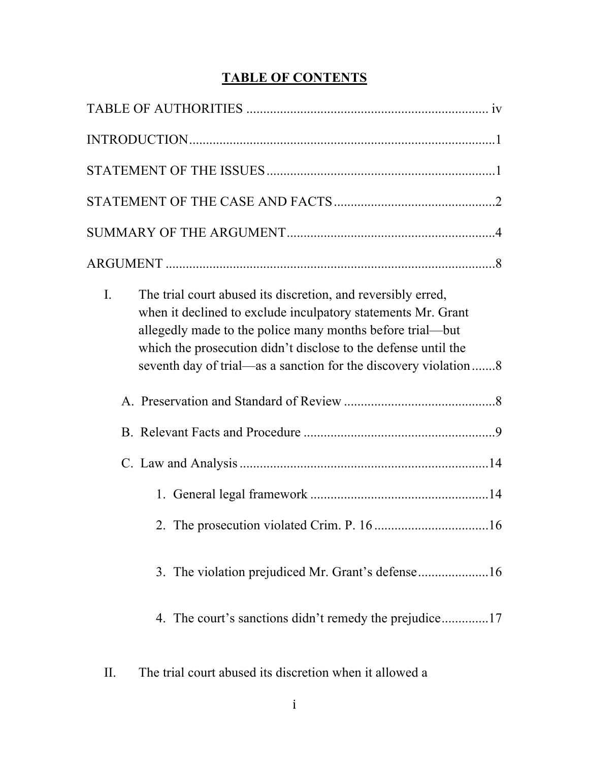# TABLE OF CONTENTS

TABLE OF AUTHORITIES ........................................................................ iv

INTRODUCTION ...........................................................................................1

STATEMENT OF THE ISSUES ....................................................................1

STATEMENT OF THE CASE AND FACTS ................................................2

SUMMARY OF THE ARGUMENT ..............................................................4

ARGUMENT ..................................................................................................8

- I. The trial court abused its discretion, and reversibly erred, when it declined to exclude inculpatory statements Mr. Grant allegedly made to the police many months before trial—but which the prosecution didn't disclose to the defense until the seventh day of trial—as a sanction for the discovery violation .......8
  - A. Preservation and Standard of Review .............................................8
  - B. Relevant Facts and Procedure .........................................................9
  - C. Law and Analysis ..........................................................................14
    - 1. General legal framework .....................................................14
    - 2. The prosecution violated Crim. P. 16 ..................................16
    - 3. The violation prejudiced Mr. Grant's defense .....................16
    - 4. The court's sanctions didn't remedy the prejudice ..............17
- II. The trial court abused its discretion when it allowed a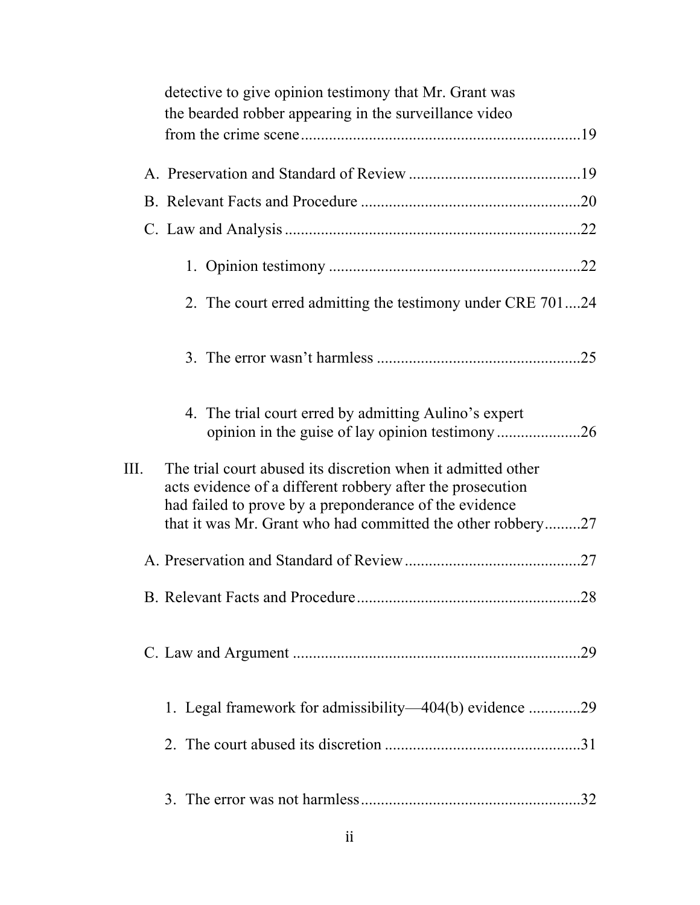detective to give opinion testimony that Mr. Grant was the bearded robber appearing in the surveillance video from the crime scene ..................................................................19

A. Preservation and Standard of Review ..........................................19

B. Relevant Facts and Procedure ......................................................20

C. Law and Analysis ........................................................................22

1. Opinion testimony ..............................................................22

2. The court erred admitting the testimony under CRE 701....24

3. The error wasn't harmless ..................................................25

4. The trial court erred by admitting Aulino's expert opinion in the guise of lay opinion testimony .....................26

III. The trial court abused its discretion when it admitted other acts evidence of a different robbery after the prosecution had failed to prove by a preponderance of the evidence that it was Mr. Grant who had committed the other robbery.........27

A. Preservation and Standard of Review ...........................................27

B. Relevant Facts and Procedure .......................................................28

C. Law and Argument .......................................................................29

1. Legal framework for admissibility—404(b) evidence .............29

2. The court abused its discretion ................................................31

3. The error was not harmless......................................................32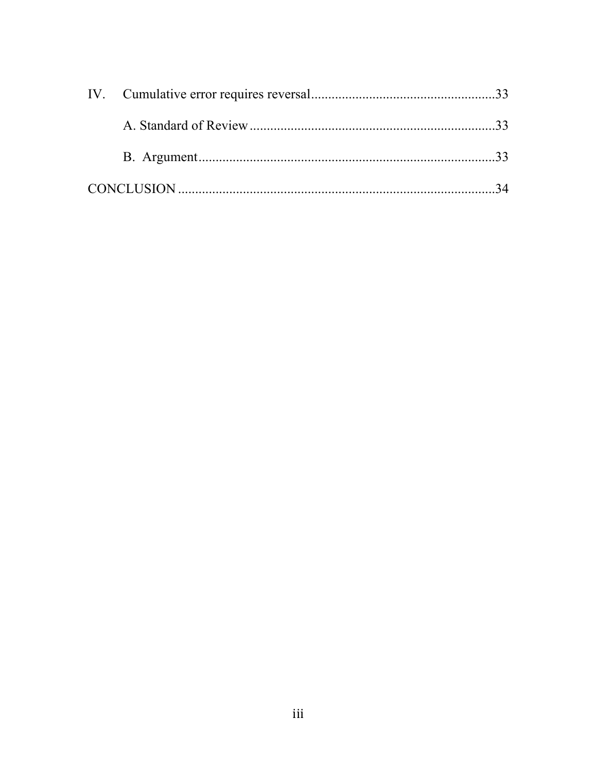IV. Cumulative error requires reversal ..................................................... 33

A. Standard of Review ........................................................................ 33

B. Argument ....................................................................................... 33

CONCLUSION ........................................................................................... 34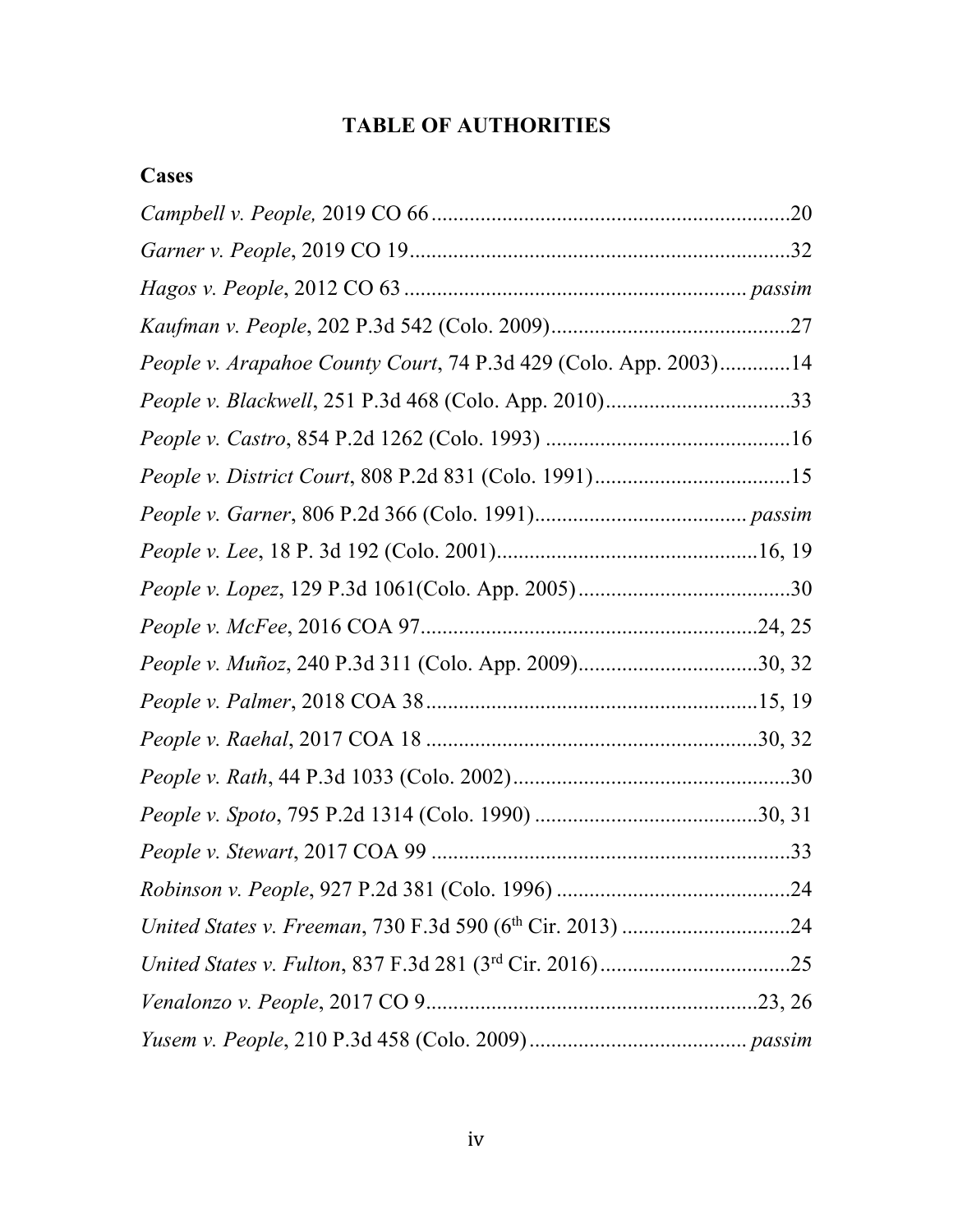# TABLE OF AUTHORITIES

## Cases

*Campbell v. People,* 2019 CO 66 .................................................................20

*Garner v. People*, 2019 CO 19.....................................................................32

*Hagos v. People*, 2012 CO 63 ............................................................ *passim*

*Kaufman v. People*, 202 P.3d 542 (Colo. 2009)............................................27

*People v. Arapahoe County Court*, 74 P.3d 429 (Colo. App. 2003).............14

*People v. Blackwell*, 251 P.3d 468 (Colo. App. 2010)..................................33

*People v. Castro*, 854 P.2d 1262 (Colo. 1993) .............................................16

*People v. District Court*, 808 P.2d 831 (Colo. 1991)....................................15

*People v. Garner*, 806 P.2d 366 (Colo. 1991)...................................... *passim*

*People v. Lee*, 18 P. 3d 192 (Colo. 2001)................................................16, 19

*People v. Lopez*, 129 P.3d 1061(Colo. App. 2005).......................................30

*People v. McFee*, 2016 COA 97.............................................................24, 25

*People v. Muñoz*, 240 P.3d 311 (Colo. App. 2009)................................30, 32

*People v. Palmer*, 2018 COA 38............................................................15, 19

*People v. Raehal*, 2017 COA 18 ............................................................30, 32

*People v. Rath*, 44 P.3d 1033 (Colo. 2002)...................................................30

*People v. Spoto*, 795 P.2d 1314 (Colo. 1990) ........................................30, 31

*People v. Stewart*, 2017 COA 99 .................................................................33

*Robinson v. People*, 927 P.2d 381 (Colo. 1996) ...........................................24

*United States v. Freeman*, 730 F.3d 590 (6th Cir. 2013) ...............................24

*United States v. Fulton*, 837 F.3d 281 (3rd Cir. 2016)...................................25

*Venalonzo v. People*, 2017 CO 9............................................................23, 26

*Yusem v. People*, 210 P.3d 458 (Colo. 2009)....................................... *passim*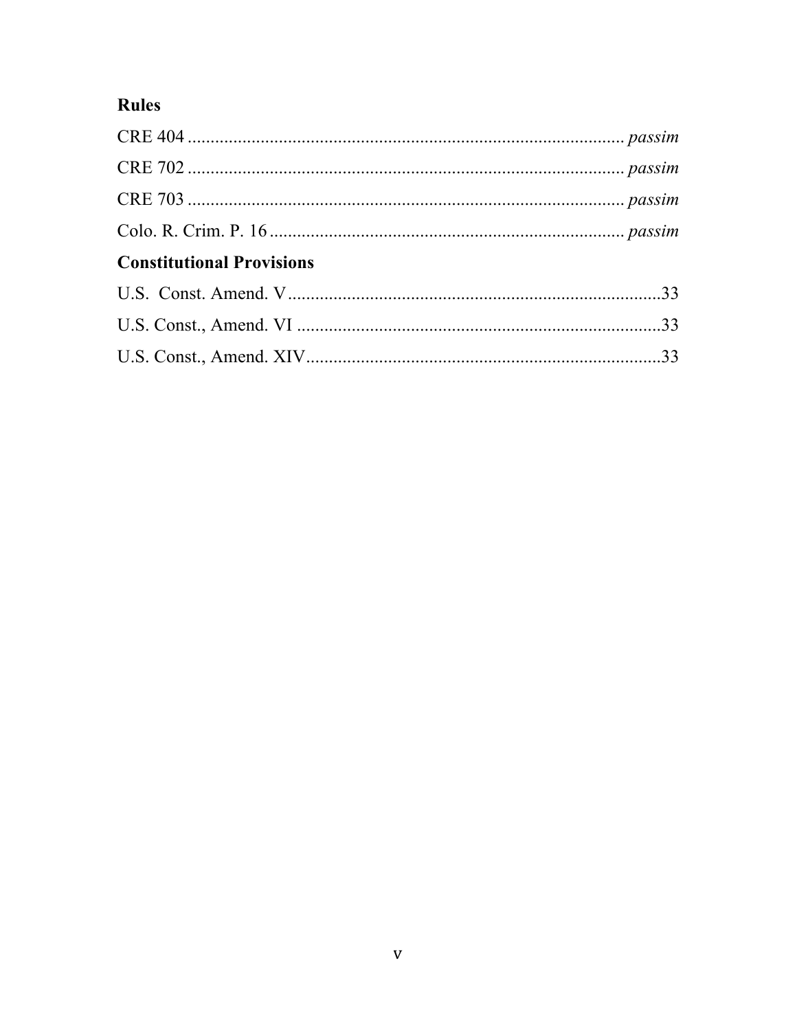**Rules**

CRE 404 ............................................................................................... *passim*

CRE 702 ............................................................................................... *passim*

CRE 703 ............................................................................................... *passim*

Colo. R. Crim. P. 16 ............................................................................ *passim*

**Constitutional Provisions**

U.S.  Const. Amend. V ..................................................................................33

U.S. Const., Amend. VI .................................................................................33

U.S. Const., Amend. XIV ..............................................................................33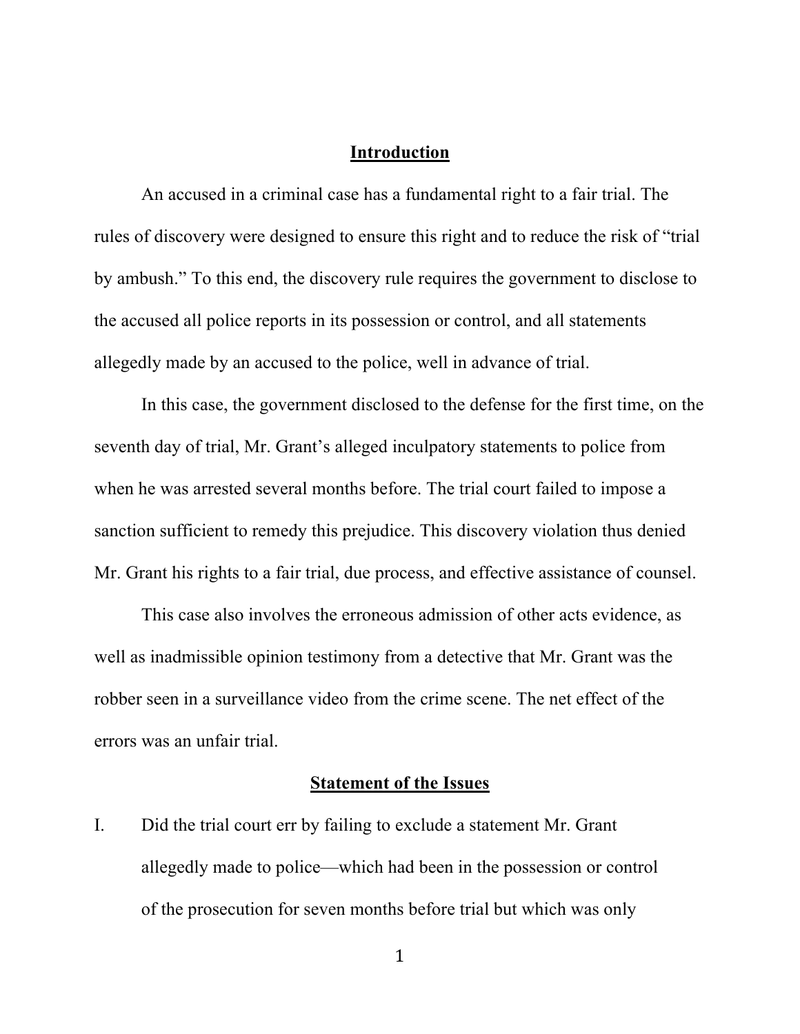## Introduction

An accused in a criminal case has a fundamental right to a fair trial. The rules of discovery were designed to ensure this right and to reduce the risk of "trial by ambush." To this end, the discovery rule requires the government to disclose to the accused all police reports in its possession or control, and all statements allegedly made by an accused to the police, well in advance of trial.

In this case, the government disclosed to the defense for the first time, on the seventh day of trial, Mr. Grant's alleged inculpatory statements to police from when he was arrested several months before. The trial court failed to impose a sanction sufficient to remedy this prejudice. This discovery violation thus denied Mr. Grant his rights to a fair trial, due process, and effective assistance of counsel.

This case also involves the erroneous admission of other acts evidence, as well as inadmissible opinion testimony from a detective that Mr. Grant was the robber seen in a surveillance video from the crime scene. The net effect of the errors was an unfair trial.

## Statement of the Issues

I. Did the trial court err by failing to exclude a statement Mr. Grant allegedly made to police—which had been in the possession or control of the prosecution for seven months before trial but which was only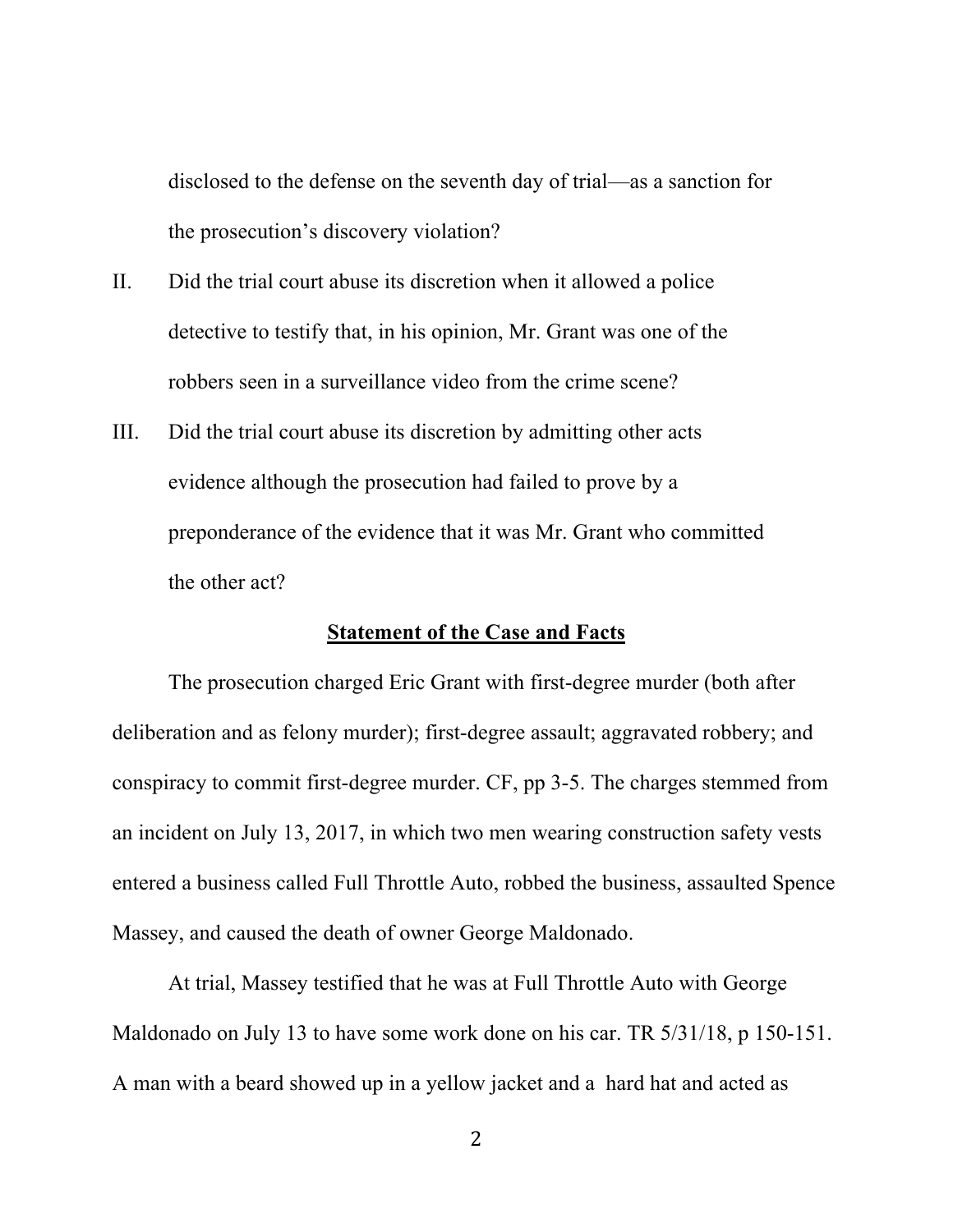disclosed to the defense on the seventh day of trial—as a sanction for the prosecution's discovery violation?

II. Did the trial court abuse its discretion when it allowed a police detective to testify that, in his opinion, Mr. Grant was one of the robbers seen in a surveillance video from the crime scene?

III. Did the trial court abuse its discretion by admitting other acts evidence although the prosecution had failed to prove by a preponderance of the evidence that it was Mr. Grant who committed the other act?

## Statement of the Case and Facts

The prosecution charged Eric Grant with first-degree murder (both after deliberation and as felony murder); first-degree assault; aggravated robbery; and conspiracy to commit first-degree murder. CF, pp 3-5. The charges stemmed from an incident on July 13, 2017, in which two men wearing construction safety vests entered a business called Full Throttle Auto, robbed the business, assaulted Spence Massey, and caused the death of owner George Maldonado.

At trial, Massey testified that he was at Full Throttle Auto with George Maldonado on July 13 to have some work done on his car. TR 5/31/18, p 150-151. A man with a beard showed up in a yellow jacket and a hard hat and acted as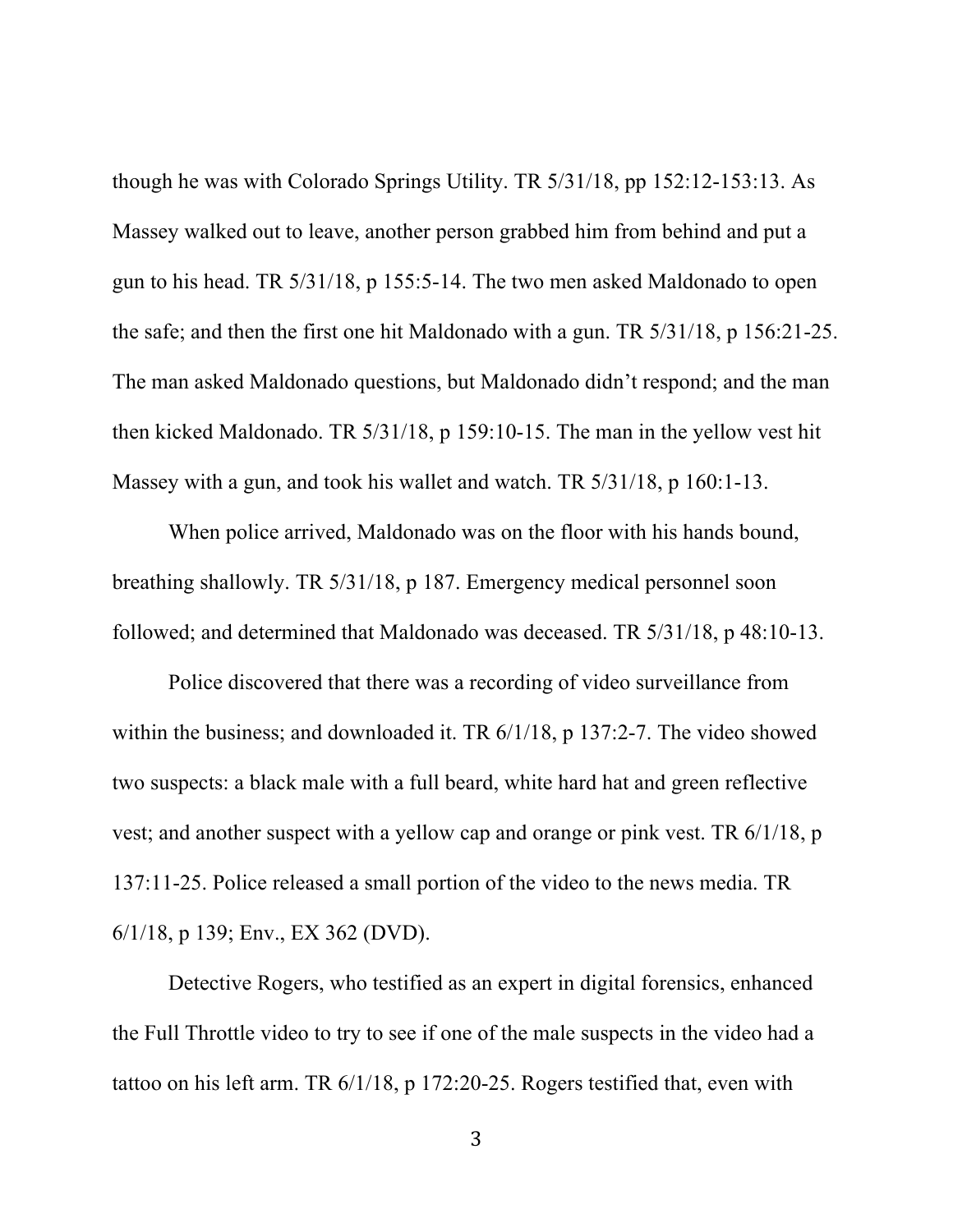though he was with Colorado Springs Utility. TR 5/31/18, pp 152:12-153:13. As Massey walked out to leave, another person grabbed him from behind and put a gun to his head. TR 5/31/18, p 155:5-14. The two men asked Maldonado to open the safe; and then the first one hit Maldonado with a gun. TR 5/31/18, p 156:21-25. The man asked Maldonado questions, but Maldonado didn't respond; and the man then kicked Maldonado. TR 5/31/18, p 159:10-15. The man in the yellow vest hit Massey with a gun, and took his wallet and watch. TR 5/31/18, p 160:1-13.

When police arrived, Maldonado was on the floor with his hands bound, breathing shallowly. TR 5/31/18, p 187. Emergency medical personnel soon followed; and determined that Maldonado was deceased. TR 5/31/18, p 48:10-13.

Police discovered that there was a recording of video surveillance from within the business; and downloaded it. TR 6/1/18, p 137:2-7. The video showed two suspects: a black male with a full beard, white hard hat and green reflective vest; and another suspect with a yellow cap and orange or pink vest. TR 6/1/18, p 137:11-25. Police released a small portion of the video to the news media. TR 6/1/18, p 139; Env., EX 362 (DVD).

Detective Rogers, who testified as an expert in digital forensics, enhanced the Full Throttle video to try to see if one of the male suspects in the video had a tattoo on his left arm. TR 6/1/18, p 172:20-25. Rogers testified that, even with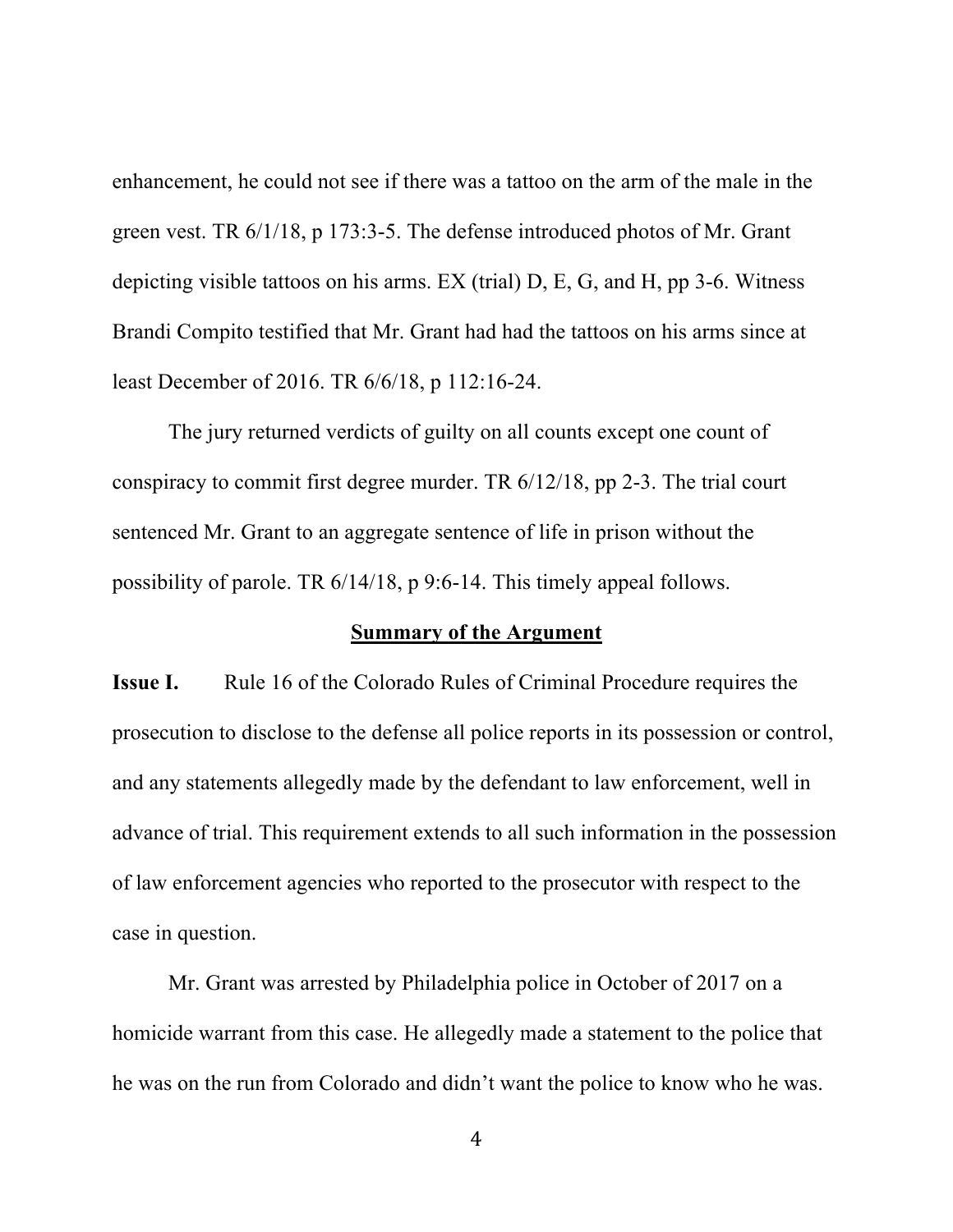enhancement, he could not see if there was a tattoo on the arm of the male in the green vest. TR 6/1/18, p 173:3-5. The defense introduced photos of Mr. Grant depicting visible tattoos on his arms. EX (trial) D, E, G, and H, pp 3-6. Witness Brandi Compito testified that Mr. Grant had had the tattoos on his arms since at least December of 2016. TR 6/6/18, p 112:16-24.

The jury returned verdicts of guilty on all counts except one count of conspiracy to commit first degree murder. TR 6/12/18, pp 2-3. The trial court sentenced Mr. Grant to an aggregate sentence of life in prison without the possibility of parole. TR 6/14/18, p 9:6-14. This timely appeal follows.

## Summary of the Argument

**Issue I.** Rule 16 of the Colorado Rules of Criminal Procedure requires the prosecution to disclose to the defense all police reports in its possession or control, and any statements allegedly made by the defendant to law enforcement, well in advance of trial. This requirement extends to all such information in the possession of law enforcement agencies who reported to the prosecutor with respect to the case in question.

Mr. Grant was arrested by Philadelphia police in October of 2017 on a homicide warrant from this case. He allegedly made a statement to the police that he was on the run from Colorado and didn't want the police to know who he was.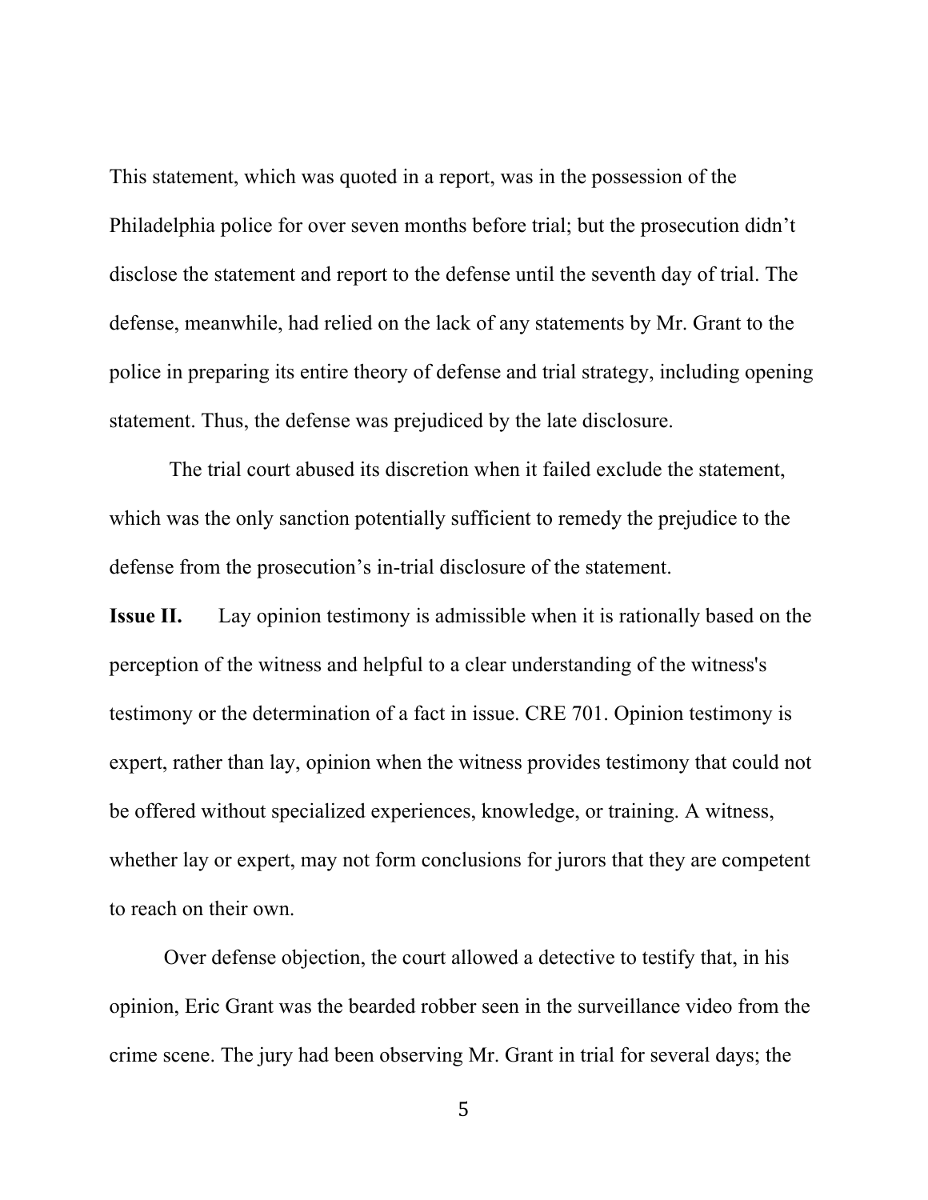This statement, which was quoted in a report, was in the possession of the Philadelphia police for over seven months before trial; but the prosecution didn't disclose the statement and report to the defense until the seventh day of trial. The defense, meanwhile, had relied on the lack of any statements by Mr. Grant to the police in preparing its entire theory of defense and trial strategy, including opening statement. Thus, the defense was prejudiced by the late disclosure.

The trial court abused its discretion when it failed exclude the statement, which was the only sanction potentially sufficient to remedy the prejudice to the defense from the prosecution's in-trial disclosure of the statement.

**Issue II.** Lay opinion testimony is admissible when it is rationally based on the perception of the witness and helpful to a clear understanding of the witness's testimony or the determination of a fact in issue. CRE 701. Opinion testimony is expert, rather than lay, opinion when the witness provides testimony that could not be offered without specialized experiences, knowledge, or training. A witness, whether lay or expert, may not form conclusions for jurors that they are competent to reach on their own.

Over defense objection, the court allowed a detective to testify that, in his opinion, Eric Grant was the bearded robber seen in the surveillance video from the crime scene. The jury had been observing Mr. Grant in trial for several days; the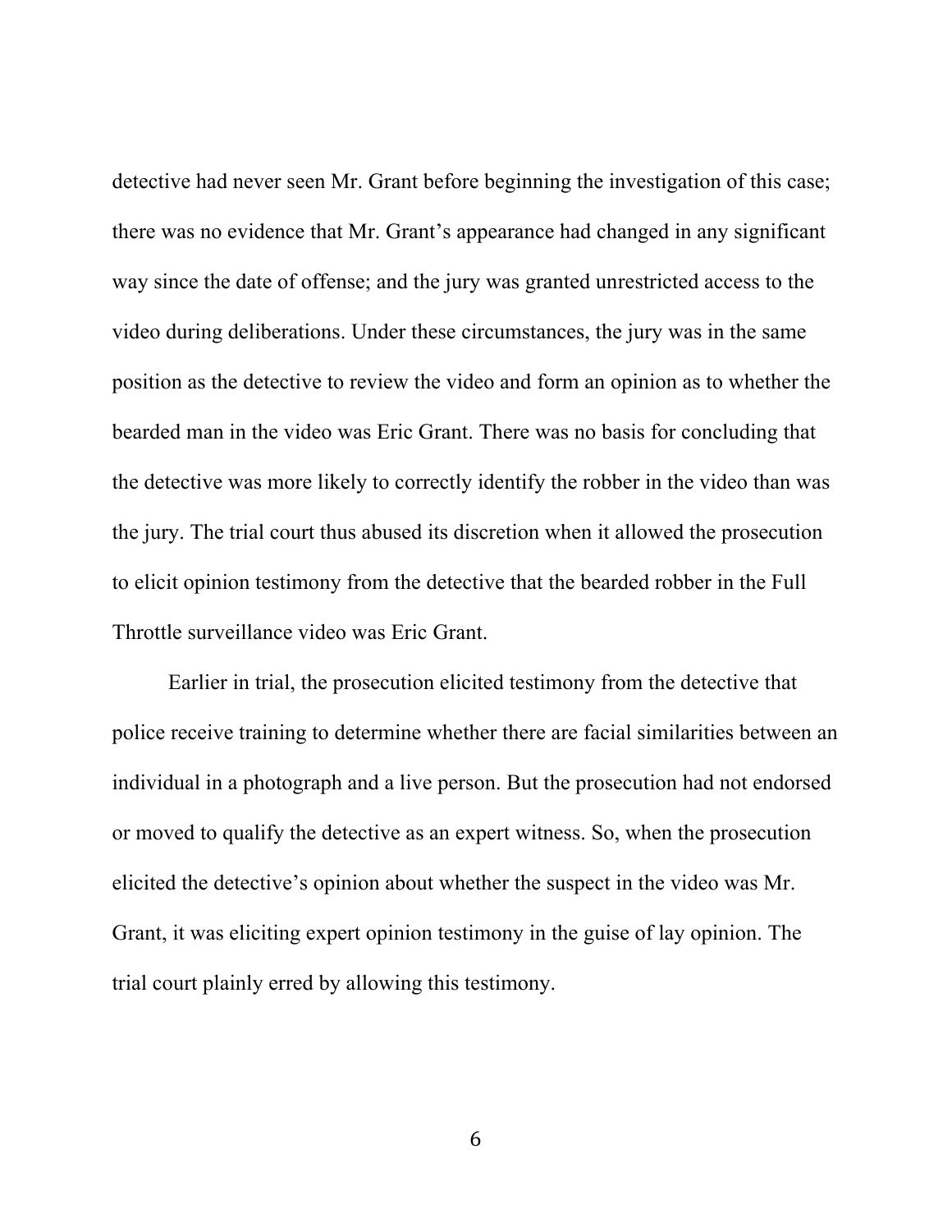detective had never seen Mr. Grant before beginning the investigation of this case; there was no evidence that Mr. Grant's appearance had changed in any significant way since the date of offense; and the jury was granted unrestricted access to the video during deliberations. Under these circumstances, the jury was in the same position as the detective to review the video and form an opinion as to whether the bearded man in the video was Eric Grant. There was no basis for concluding that the detective was more likely to correctly identify the robber in the video than was the jury. The trial court thus abused its discretion when it allowed the prosecution to elicit opinion testimony from the detective that the bearded robber in the Full Throttle surveillance video was Eric Grant.

Earlier in trial, the prosecution elicited testimony from the detective that police receive training to determine whether there are facial similarities between an individual in a photograph and a live person. But the prosecution had not endorsed or moved to qualify the detective as an expert witness. So, when the prosecution elicited the detective's opinion about whether the suspect in the video was Mr. Grant, it was eliciting expert opinion testimony in the guise of lay opinion. The trial court plainly erred by allowing this testimony.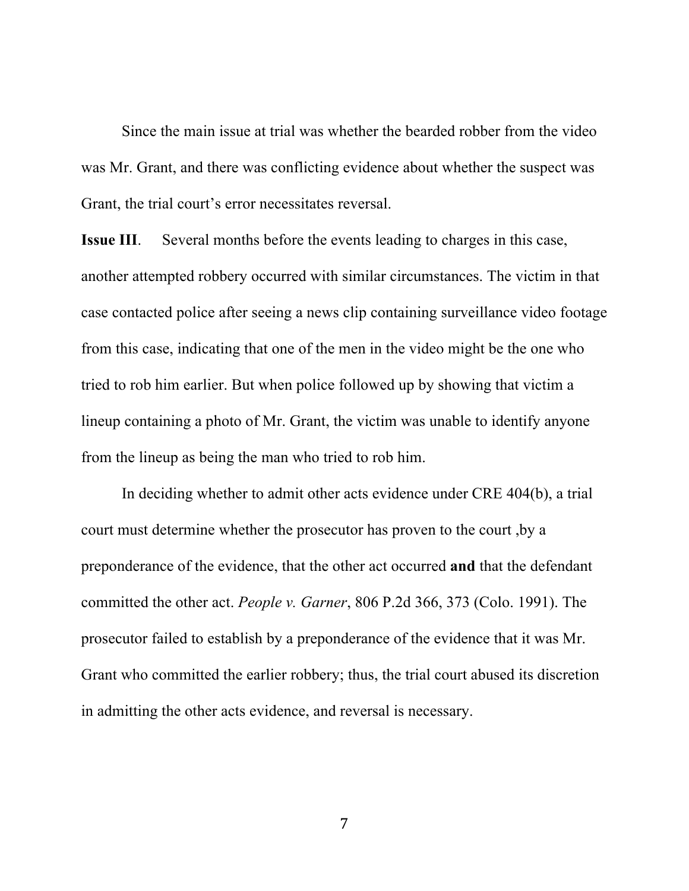Since the main issue at trial was whether the bearded robber from the video was Mr. Grant, and there was conflicting evidence about whether the suspect was Grant, the trial court's error necessitates reversal.

**Issue III**. Several months before the events leading to charges in this case, another attempted robbery occurred with similar circumstances. The victim in that case contacted police after seeing a news clip containing surveillance video footage from this case, indicating that one of the men in the video might be the one who tried to rob him earlier. But when police followed up by showing that victim a lineup containing a photo of Mr. Grant, the victim was unable to identify anyone from the lineup as being the man who tried to rob him.

In deciding whether to admit other acts evidence under CRE 404(b), a trial court must determine whether the prosecutor has proven to the court ,by a preponderance of the evidence, that the other act occurred **and** that the defendant committed the other act. *People v. Garner*, 806 P.2d 366, 373 (Colo. 1991). The prosecutor failed to establish by a preponderance of the evidence that it was Mr. Grant who committed the earlier robbery; thus, the trial court abused its discretion in admitting the other acts evidence, and reversal is necessary.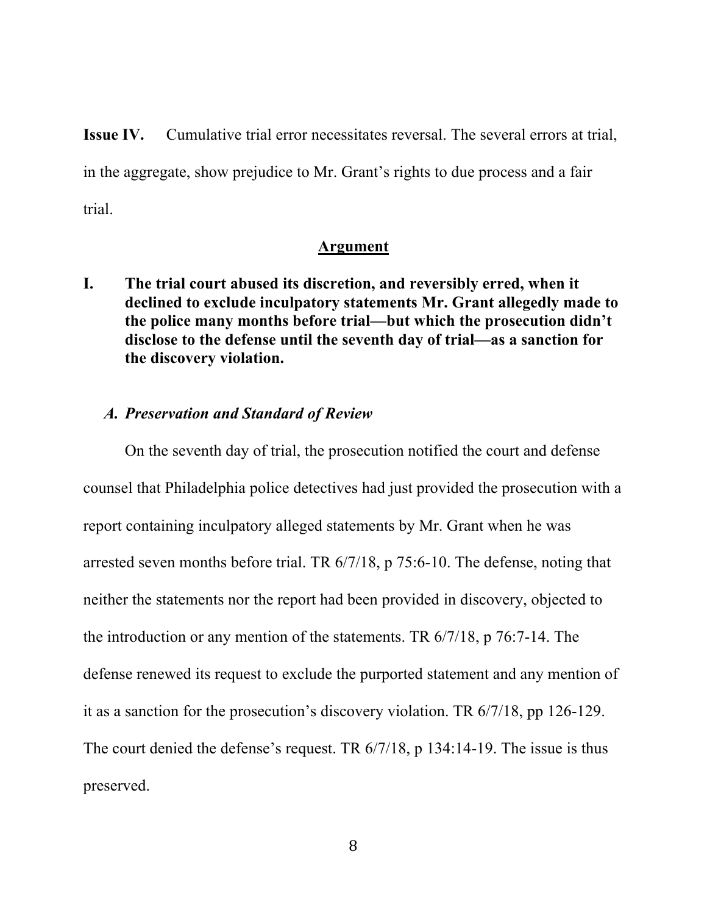**Issue IV.** Cumulative trial error necessitates reversal. The several errors at trial, in the aggregate, show prejudice to Mr. Grant's rights to due process and a fair trial.

## Argument

**I. The trial court abused its discretion, and reversibly erred, when it declined to exclude inculpatory statements Mr. Grant allegedly made to the police many months before trial—but which the prosecution didn't disclose to the defense until the seventh day of trial—as a sanction for the discovery violation.**

### *A. Preservation and Standard of Review*

On the seventh day of trial, the prosecution notified the court and defense counsel that Philadelphia police detectives had just provided the prosecution with a report containing inculpatory alleged statements by Mr. Grant when he was arrested seven months before trial. TR 6/7/18, p 75:6-10. The defense, noting that neither the statements nor the report had been provided in discovery, objected to the introduction or any mention of the statements. TR 6/7/18, p 76:7-14. The defense renewed its request to exclude the purported statement and any mention of it as a sanction for the prosecution's discovery violation. TR 6/7/18, pp 126-129. The court denied the defense's request. TR 6/7/18, p 134:14-19. The issue is thus preserved.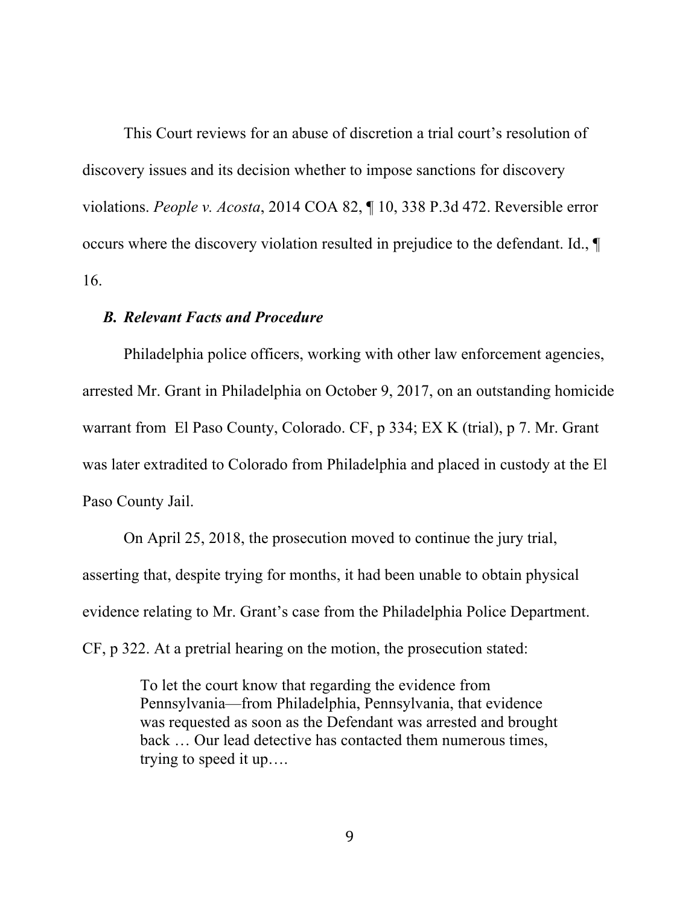This Court reviews for an abuse of discretion a trial court's resolution of discovery issues and its decision whether to impose sanctions for discovery violations. *People v. Acosta*, 2014 COA 82, ¶ 10, 338 P.3d 472. Reversible error occurs where the discovery violation resulted in prejudice to the defendant. Id., ¶ 16.

### *B. Relevant Facts and Procedure*

Philadelphia police officers, working with other law enforcement agencies, arrested Mr. Grant in Philadelphia on October 9, 2017, on an outstanding homicide warrant from El Paso County, Colorado. CF, p 334; EX K (trial), p 7. Mr. Grant was later extradited to Colorado from Philadelphia and placed in custody at the El Paso County Jail.

On April 25, 2018, the prosecution moved to continue the jury trial, asserting that, despite trying for months, it had been unable to obtain physical evidence relating to Mr. Grant's case from the Philadelphia Police Department. CF, p 322. At a pretrial hearing on the motion, the prosecution stated:

> To let the court know that regarding the evidence from Pennsylvania—from Philadelphia, Pennsylvania, that evidence was requested as soon as the Defendant was arrested and brought back … Our lead detective has contacted them numerous times, trying to speed it up….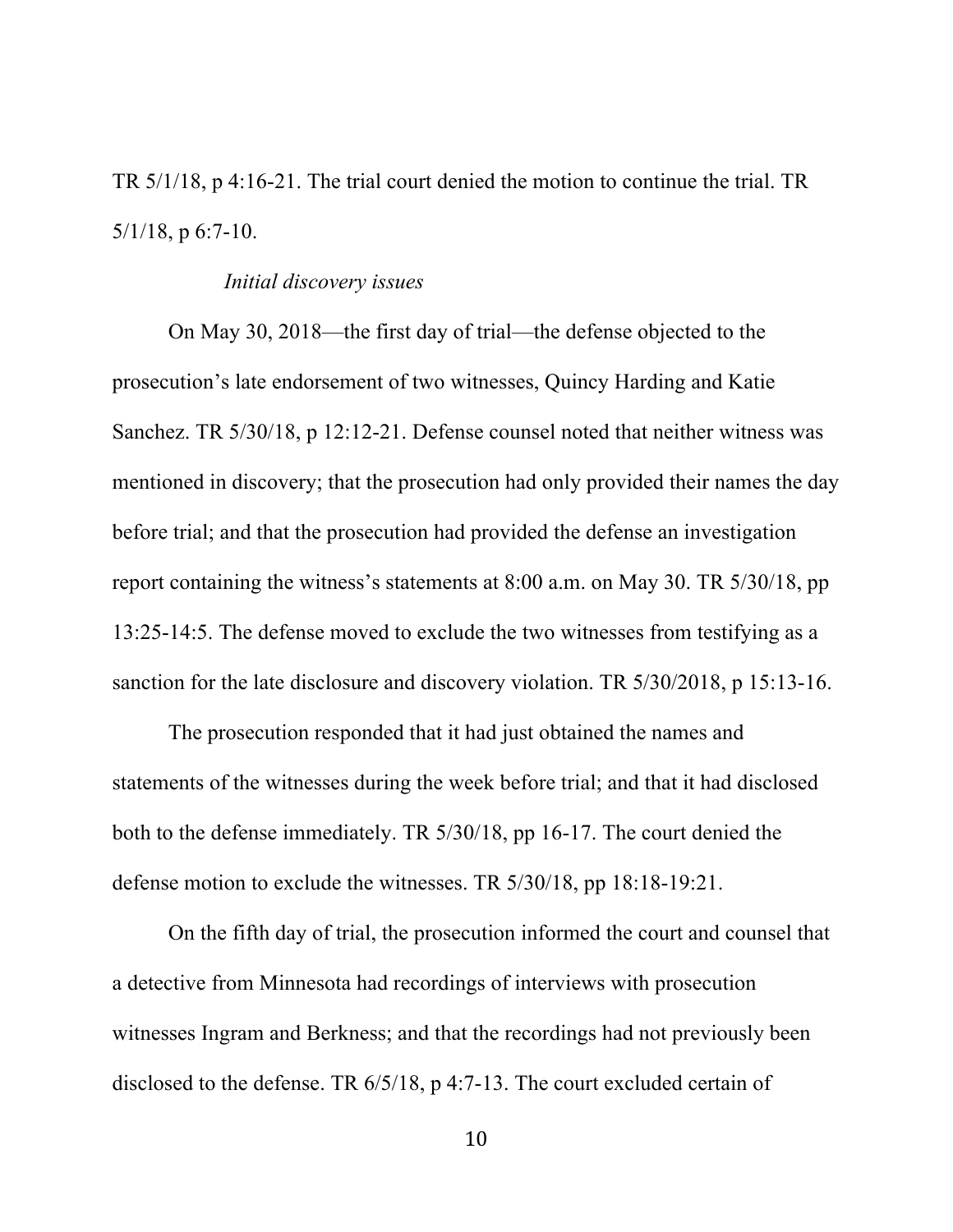TR 5/1/18, p 4:16-21. The trial court denied the motion to continue the trial. TR 5/1/18, p 6:7-10.

*Initial discovery issues*

On May 30, 2018—the first day of trial—the defense objected to the prosecution's late endorsement of two witnesses, Quincy Harding and Katie Sanchez. TR 5/30/18, p 12:12-21. Defense counsel noted that neither witness was mentioned in discovery; that the prosecution had only provided their names the day before trial; and that the prosecution had provided the defense an investigation report containing the witness's statements at 8:00 a.m. on May 30. TR 5/30/18, pp 13:25-14:5. The defense moved to exclude the two witnesses from testifying as a sanction for the late disclosure and discovery violation. TR 5/30/2018, p 15:13-16.

The prosecution responded that it had just obtained the names and statements of the witnesses during the week before trial; and that it had disclosed both to the defense immediately. TR 5/30/18, pp 16-17. The court denied the defense motion to exclude the witnesses. TR 5/30/18, pp 18:18-19:21.

On the fifth day of trial, the prosecution informed the court and counsel that a detective from Minnesota had recordings of interviews with prosecution witnesses Ingram and Berkness; and that the recordings had not previously been disclosed to the defense. TR 6/5/18, p 4:7-13. The court excluded certain of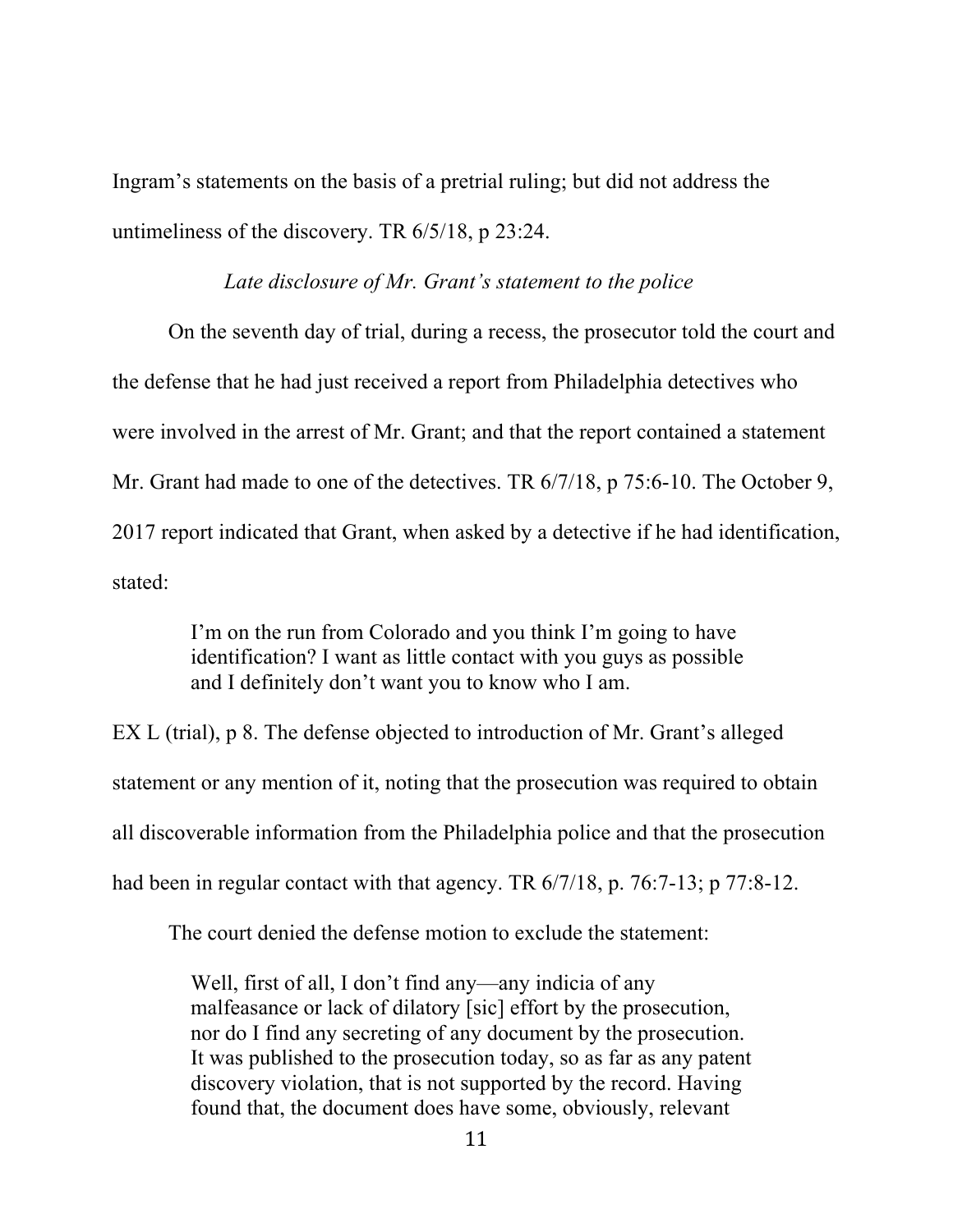Ingram's statements on the basis of a pretrial ruling; but did not address the untimeliness of the discovery. TR 6/5/18, p 23:24.

*Late disclosure of Mr. Grant's statement to the police*

On the seventh day of trial, during a recess, the prosecutor told the court and the defense that he had just received a report from Philadelphia detectives who were involved in the arrest of Mr. Grant; and that the report contained a statement Mr. Grant had made to one of the detectives. TR 6/7/18, p 75:6-10. The October 9, 2017 report indicated that Grant, when asked by a detective if he had identification, stated:

> I'm on the run from Colorado and you think I'm going to have identification? I want as little contact with you guys as possible and I definitely don't want you to know who I am.

EX L (trial), p 8. The defense objected to introduction of Mr. Grant's alleged statement or any mention of it, noting that the prosecution was required to obtain all discoverable information from the Philadelphia police and that the prosecution had been in regular contact with that agency. TR 6/7/18, p. 76:7-13; p 77:8-12.

The court denied the defense motion to exclude the statement:

> Well, first of all, I don't find any—any indicia of any malfeasance or lack of dilatory [sic] effort by the prosecution, nor do I find any secreting of any document by the prosecution. It was published to the prosecution today, so as far as any patent discovery violation, that is not supported by the record. Having found that, the document does have some, obviously, relevant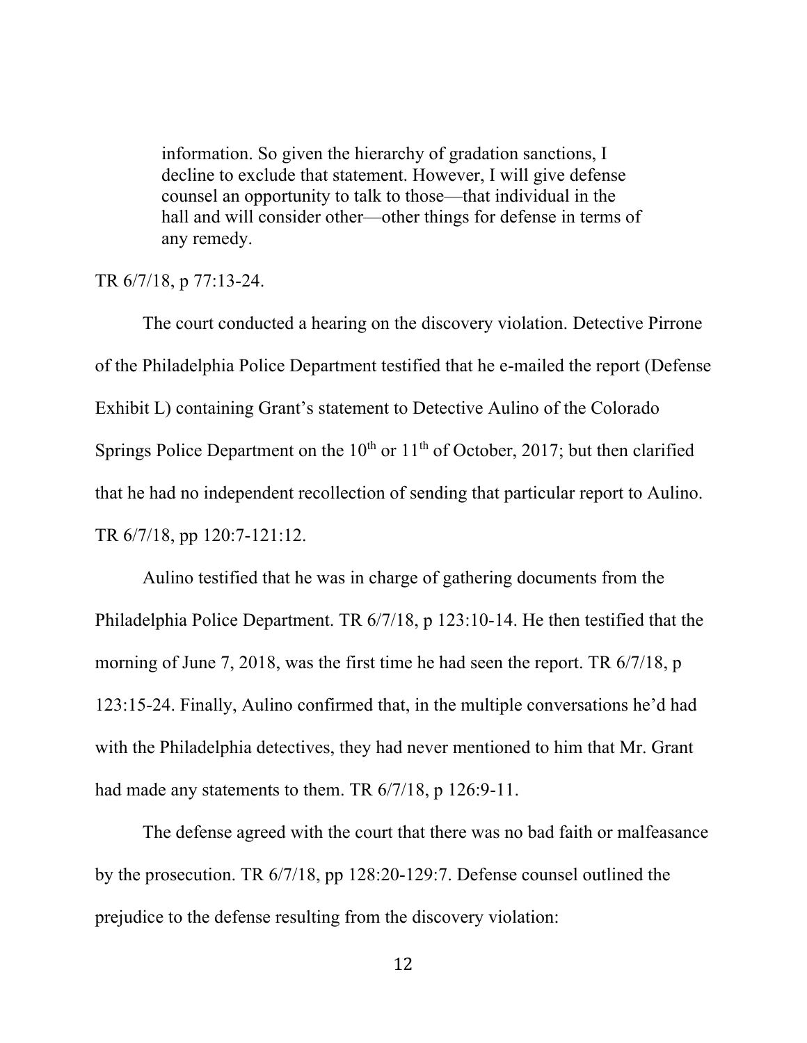> information. So given the hierarchy of gradation sanctions, I decline to exclude that statement. However, I will give defense counsel an opportunity to talk to those—that individual in the hall and will consider other—other things for defense in terms of any remedy.

TR 6/7/18, p 77:13-24.

The court conducted a hearing on the discovery violation. Detective Pirrone of the Philadelphia Police Department testified that he e-mailed the report (Defense Exhibit L) containing Grant's statement to Detective Aulino of the Colorado Springs Police Department on the 10th or 11th of October, 2017; but then clarified that he had no independent recollection of sending that particular report to Aulino. TR 6/7/18, pp 120:7-121:12.

Aulino testified that he was in charge of gathering documents from the Philadelphia Police Department. TR 6/7/18, p 123:10-14. He then testified that the morning of June 7, 2018, was the first time he had seen the report. TR 6/7/18, p 123:15-24. Finally, Aulino confirmed that, in the multiple conversations he'd had with the Philadelphia detectives, they had never mentioned to him that Mr. Grant had made any statements to them. TR 6/7/18, p 126:9-11.

The defense agreed with the court that there was no bad faith or malfeasance by the prosecution. TR 6/7/18, pp 128:20-129:7. Defense counsel outlined the prejudice to the defense resulting from the discovery violation: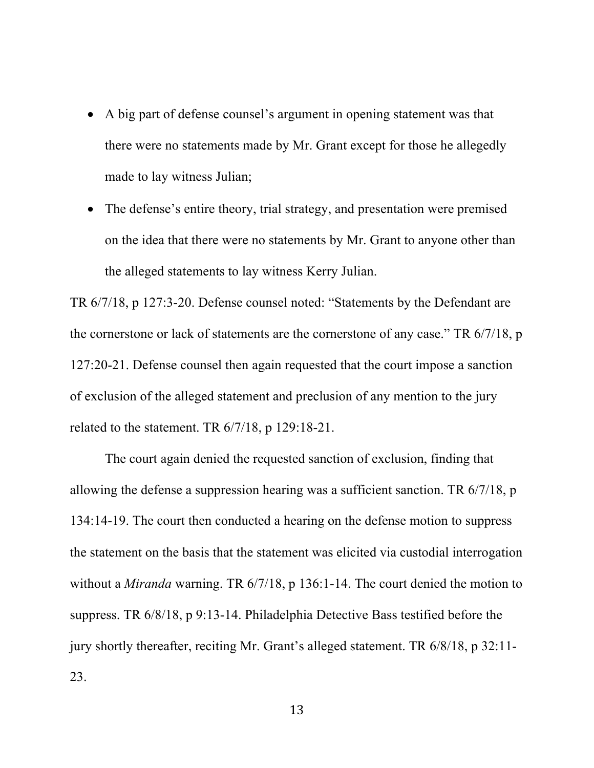- A big part of defense counsel's argument in opening statement was that there were no statements made by Mr. Grant except for those he allegedly made to lay witness Julian;
- The defense's entire theory, trial strategy, and presentation were premised on the idea that there were no statements by Mr. Grant to anyone other than the alleged statements to lay witness Kerry Julian.

TR 6/7/18, p 127:3-20. Defense counsel noted: "Statements by the Defendant are the cornerstone or lack of statements are the cornerstone of any case." TR 6/7/18, p 127:20-21. Defense counsel then again requested that the court impose a sanction of exclusion of the alleged statement and preclusion of any mention to the jury related to the statement. TR 6/7/18, p 129:18-21.

The court again denied the requested sanction of exclusion, finding that allowing the defense a suppression hearing was a sufficient sanction. TR 6/7/18, p 134:14-19. The court then conducted a hearing on the defense motion to suppress the statement on the basis that the statement was elicited via custodial interrogation without a *Miranda* warning. TR 6/7/18, p 136:1-14. The court denied the motion to suppress. TR 6/8/18, p 9:13-14. Philadelphia Detective Bass testified before the jury shortly thereafter, reciting Mr. Grant's alleged statement. TR 6/8/18, p 32:11-23.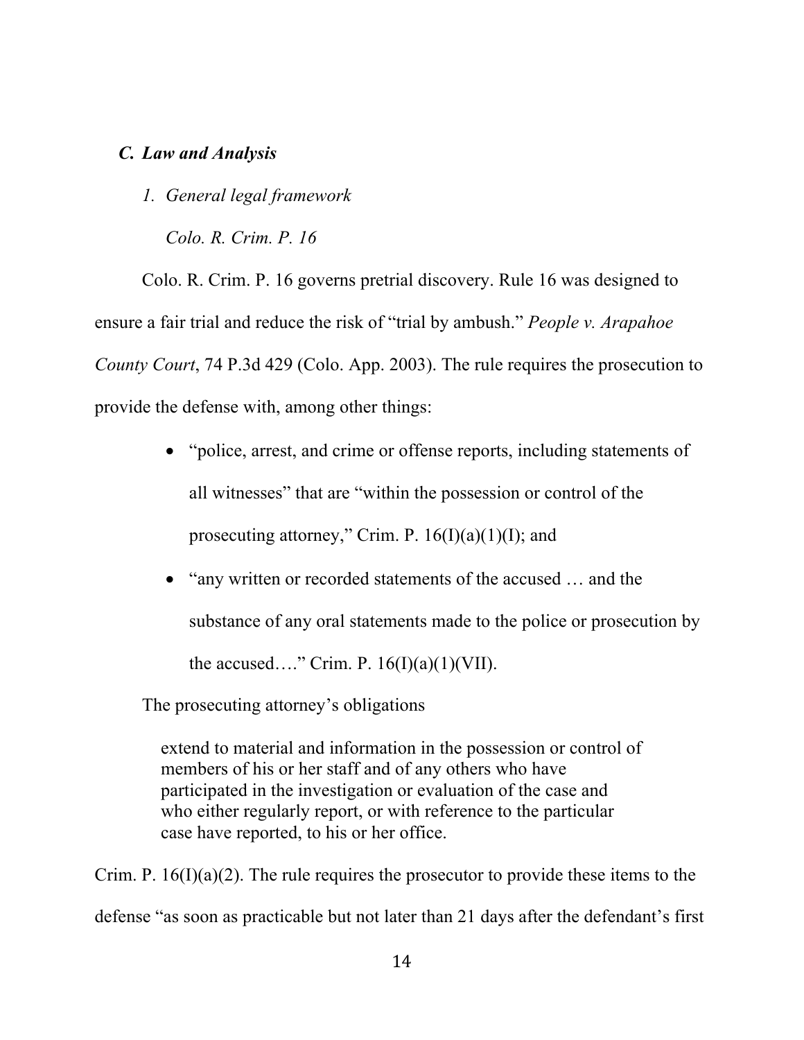### *C. Law and Analysis*

#### *1. General legal framework*

*Colo. R. Crim. P. 16*

Colo. R. Crim. P. 16 governs pretrial discovery. Rule 16 was designed to ensure a fair trial and reduce the risk of "trial by ambush." *People v. Arapahoe County Court*, 74 P.3d 429 (Colo. App. 2003). The rule requires the prosecution to provide the defense with, among other things:

- "police, arrest, and crime or offense reports, including statements of all witnesses" that are "within the possession or control of the prosecuting attorney," Crim. P. 16(I)(a)(1)(I); and
- "any written or recorded statements of the accused … and the substance of any oral statements made to the police or prosecution by the accused…." Crim. P. 16(I)(a)(1)(VII).

The prosecuting attorney's obligations

> extend to material and information in the possession or control of members of his or her staff and of any others who have participated in the investigation or evaluation of the case and who either regularly report, or with reference to the particular case have reported, to his or her office.

Crim. P. 16(I)(a)(2). The rule requires the prosecutor to provide these items to the defense "as soon as practicable but not later than 21 days after the defendant's first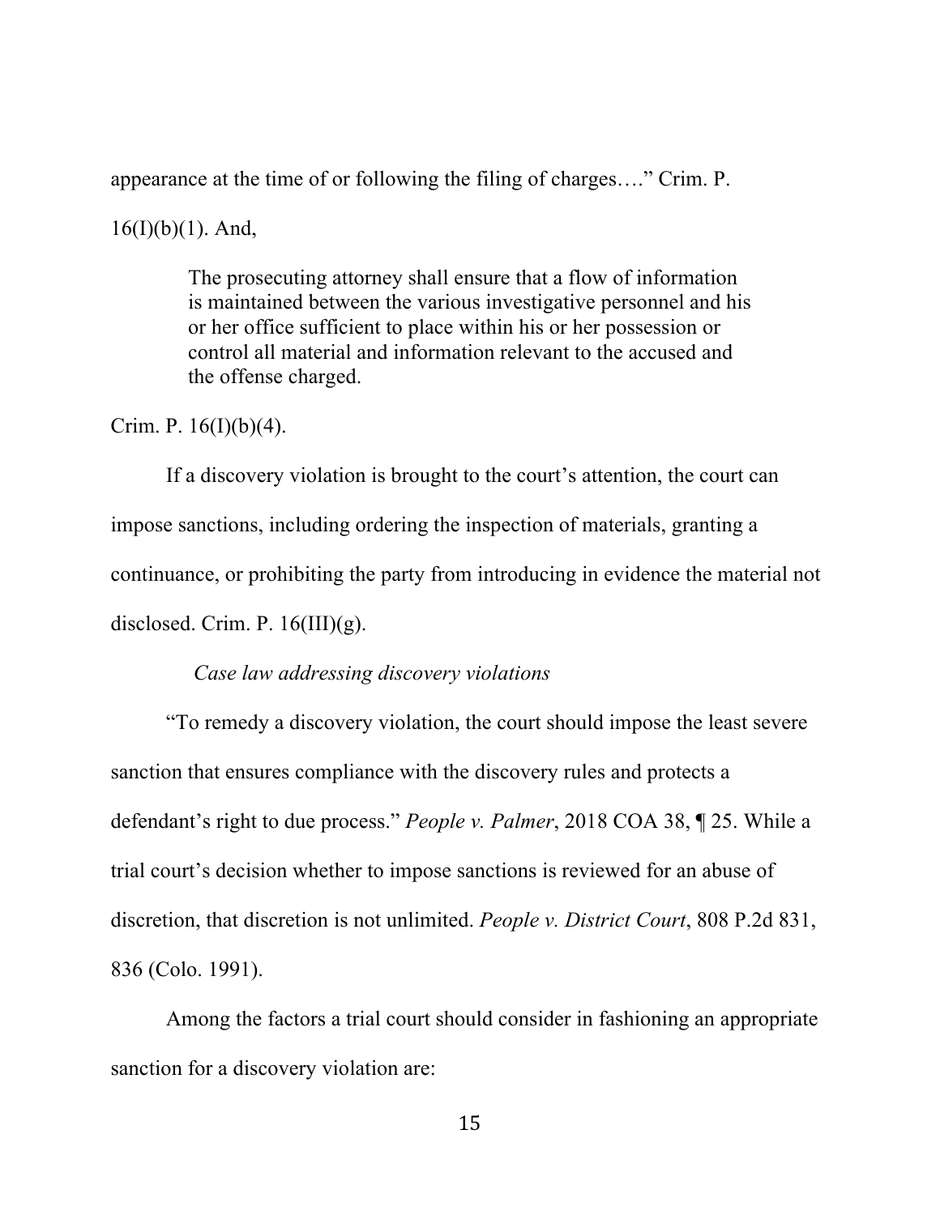appearance at the time of or following the filing of charges…." Crim. P. 16(I)(b)(1). And,

> The prosecuting attorney shall ensure that a flow of information is maintained between the various investigative personnel and his or her office sufficient to place within his or her possession or control all material and information relevant to the accused and the offense charged.

Crim. P. 16(I)(b)(4).

If a discovery violation is brought to the court's attention, the court can impose sanctions, including ordering the inspection of materials, granting a continuance, or prohibiting the party from introducing in evidence the material not disclosed. Crim. P. 16(III)(g).

*Case law addressing discovery violations*

"To remedy a discovery violation, the court should impose the least severe sanction that ensures compliance with the discovery rules and protects a defendant's right to due process." *People v. Palmer*, 2018 COA 38, ¶ 25. While a trial court's decision whether to impose sanctions is reviewed for an abuse of discretion, that discretion is not unlimited. *People v. District Court*, 808 P.2d 831, 836 (Colo. 1991).

Among the factors a trial court should consider in fashioning an appropriate sanction for a discovery violation are: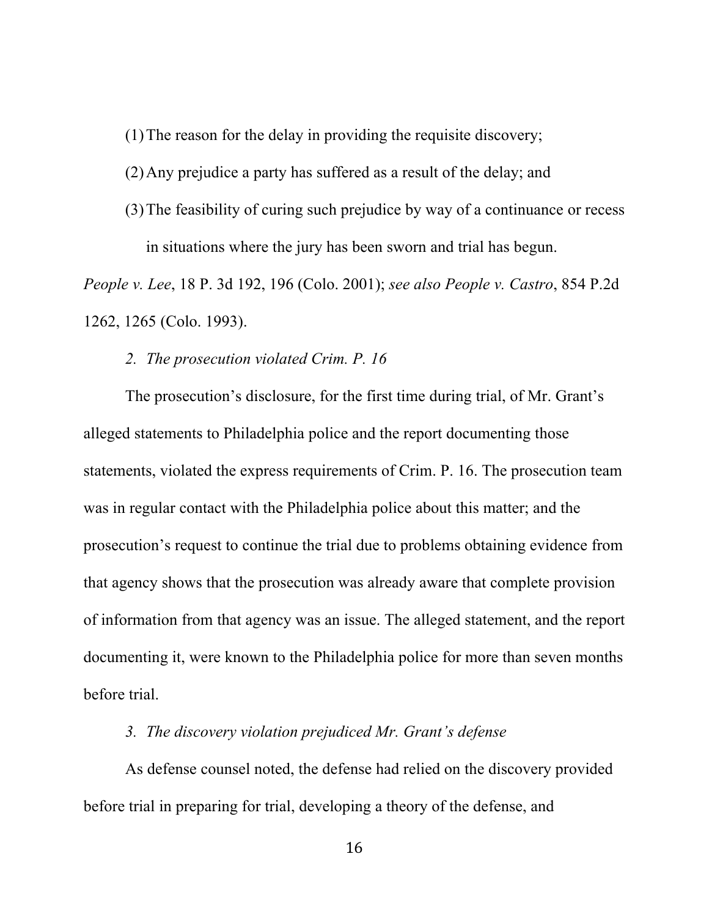(1) The reason for the delay in providing the requisite discovery;

(2) Any prejudice a party has suffered as a result of the delay; and

(3) The feasibility of curing such prejudice by way of a continuance or recess in situations where the jury has been sworn and trial has begun.

*People v. Lee*, 18 P. 3d 192, 196 (Colo. 2001); *see also People v. Castro*, 854 P.2d 1262, 1265 (Colo. 1993).

*2. The prosecution violated Crim. P. 16*

The prosecution's disclosure, for the first time during trial, of Mr. Grant's alleged statements to Philadelphia police and the report documenting those statements, violated the express requirements of Crim. P. 16. The prosecution team was in regular contact with the Philadelphia police about this matter; and the prosecution's request to continue the trial due to problems obtaining evidence from that agency shows that the prosecution was already aware that complete provision of information from that agency was an issue. The alleged statement, and the report documenting it, were known to the Philadelphia police for more than seven months before trial.

*3. The discovery violation prejudiced Mr. Grant's defense*

As defense counsel noted, the defense had relied on the discovery provided before trial in preparing for trial, developing a theory of the defense, and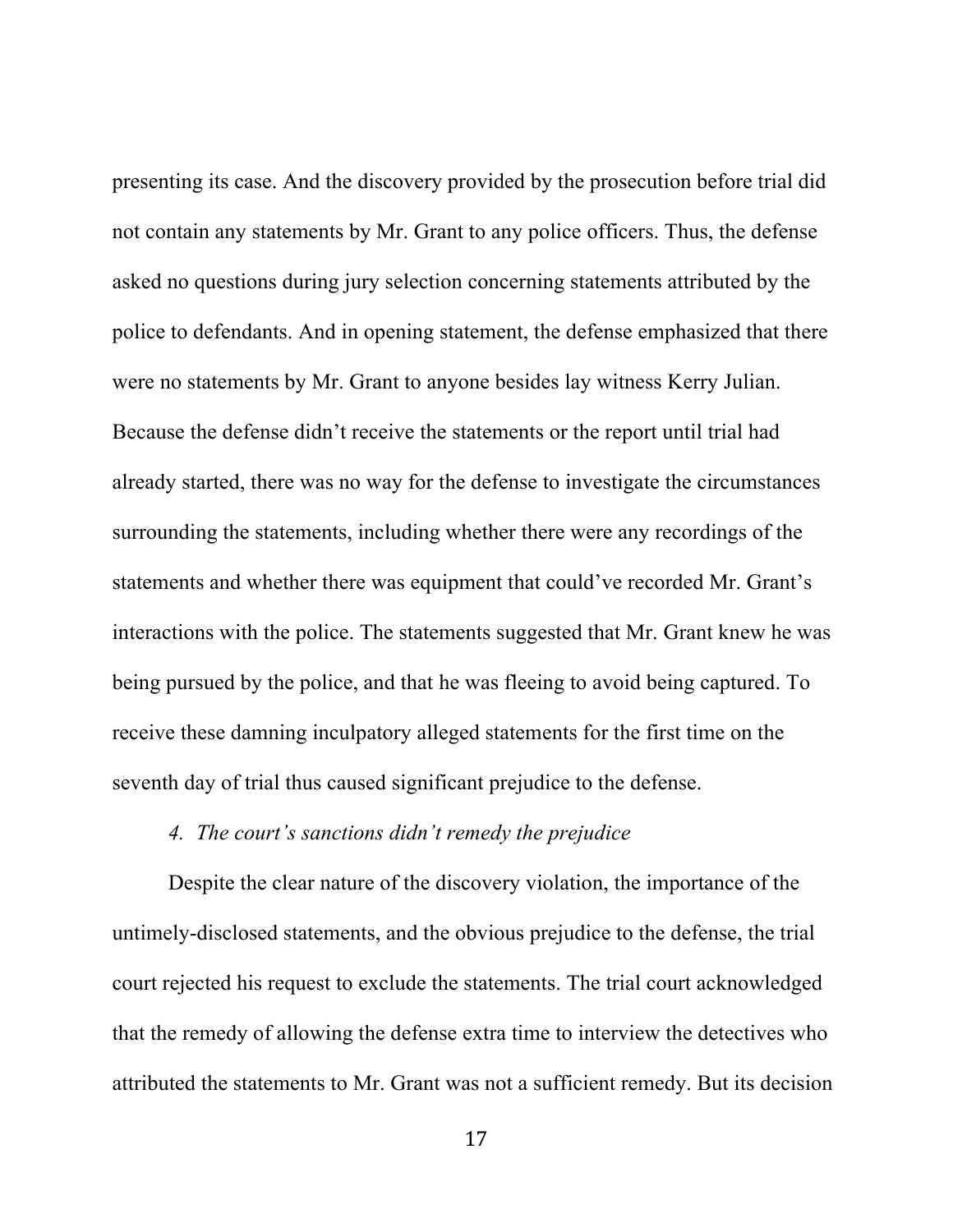presenting its case. And the discovery provided by the prosecution before trial did not contain any statements by Mr. Grant to any police officers. Thus, the defense asked no questions during jury selection concerning statements attributed by the police to defendants. And in opening statement, the defense emphasized that there were no statements by Mr. Grant to anyone besides lay witness Kerry Julian. Because the defense didn't receive the statements or the report until trial had already started, there was no way for the defense to investigate the circumstances surrounding the statements, including whether there were any recordings of the statements and whether there was equipment that could've recorded Mr. Grant's interactions with the police. The statements suggested that Mr. Grant knew he was being pursued by the police, and that he was fleeing to avoid being captured. To receive these damning inculpatory alleged statements for the first time on the seventh day of trial thus caused significant prejudice to the defense.

*4. The court's sanctions didn't remedy the prejudice*

Despite the clear nature of the discovery violation, the importance of the untimely-disclosed statements, and the obvious prejudice to the defense, the trial court rejected his request to exclude the statements. The trial court acknowledged that the remedy of allowing the defense extra time to interview the detectives who attributed the statements to Mr. Grant was not a sufficient remedy. But its decision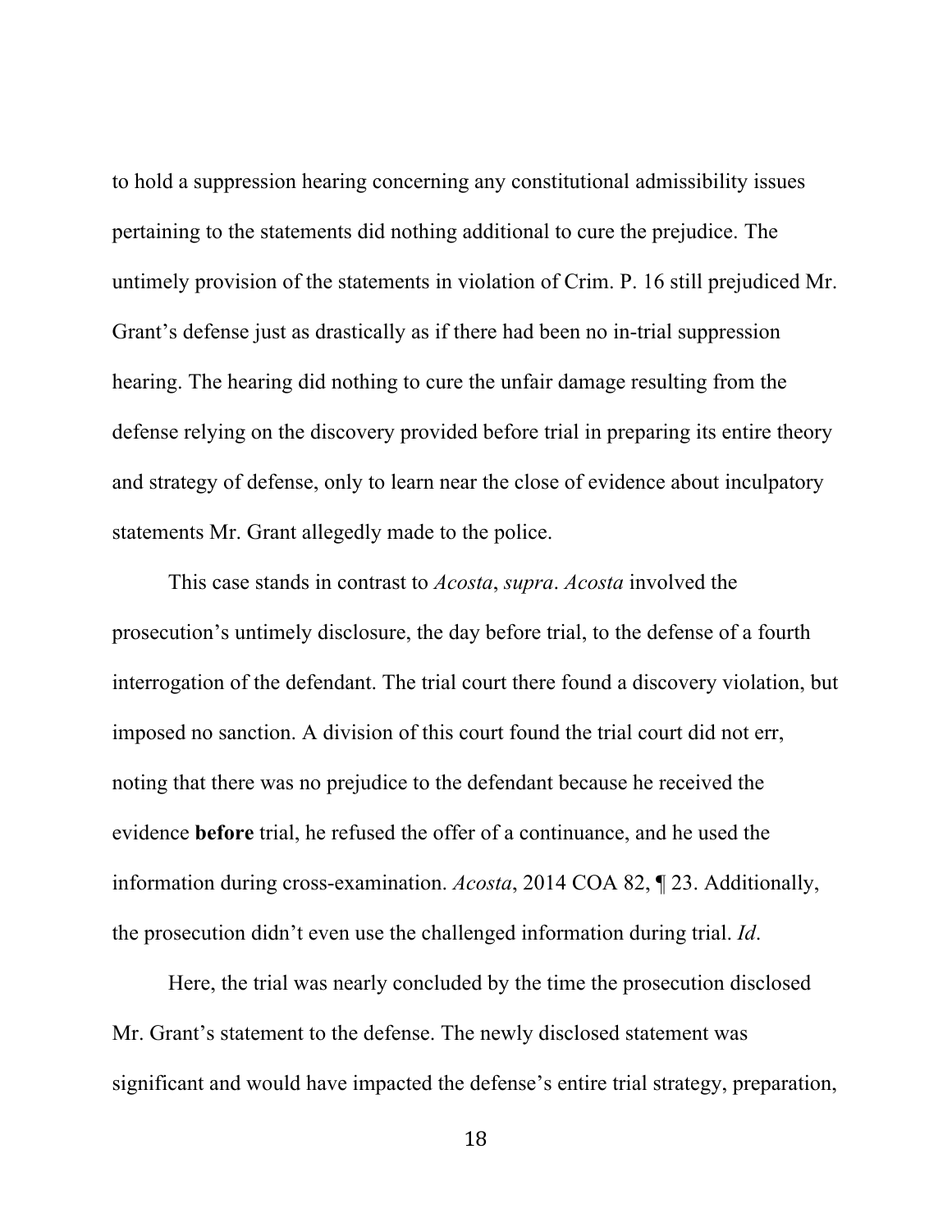to hold a suppression hearing concerning any constitutional admissibility issues pertaining to the statements did nothing additional to cure the prejudice. The untimely provision of the statements in violation of Crim. P. 16 still prejudiced Mr. Grant's defense just as drastically as if there had been no in-trial suppression hearing. The hearing did nothing to cure the unfair damage resulting from the defense relying on the discovery provided before trial in preparing its entire theory and strategy of defense, only to learn near the close of evidence about inculpatory statements Mr. Grant allegedly made to the police.

This case stands in contrast to *Acosta*, *supra*. *Acosta* involved the prosecution's untimely disclosure, the day before trial, to the defense of a fourth interrogation of the defendant. The trial court there found a discovery violation, but imposed no sanction. A division of this court found the trial court did not err, noting that there was no prejudice to the defendant because he received the evidence **before** trial, he refused the offer of a continuance, and he used the information during cross-examination. *Acosta*, 2014 COA 82, ¶ 23. Additionally, the prosecution didn't even use the challenged information during trial. *Id*.

Here, the trial was nearly concluded by the time the prosecution disclosed Mr. Grant's statement to the defense. The newly disclosed statement was significant and would have impacted the defense's entire trial strategy, preparation,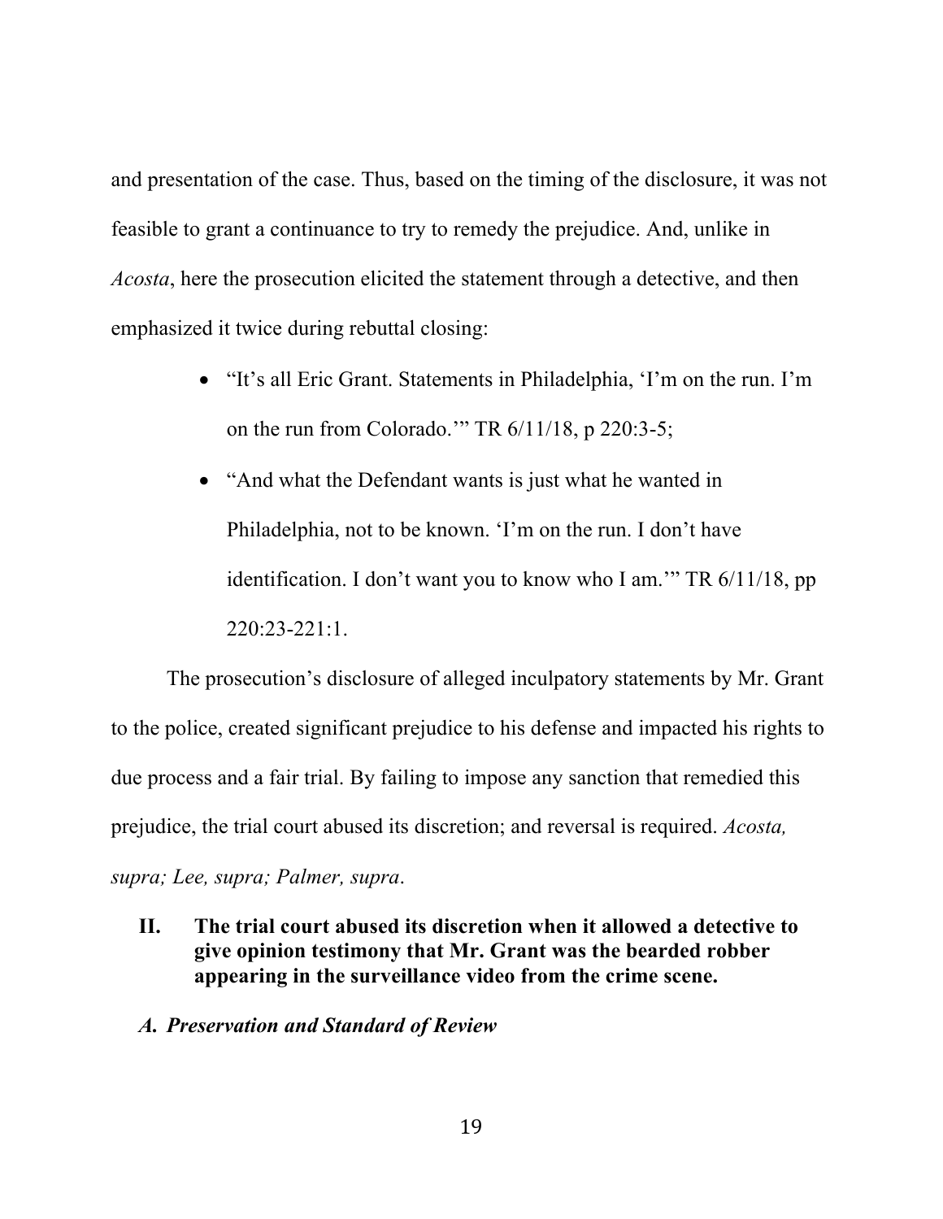and presentation of the case. Thus, based on the timing of the disclosure, it was not feasible to grant a continuance to try to remedy the prejudice. And, unlike in *Acosta*, here the prosecution elicited the statement through a detective, and then emphasized it twice during rebuttal closing:

- "It's all Eric Grant. Statements in Philadelphia, 'I'm on the run. I'm on the run from Colorado.'" TR 6/11/18, p 220:3-5;
- "And what the Defendant wants is just what he wanted in Philadelphia, not to be known. 'I'm on the run. I don't have identification. I don't want you to know who I am.'" TR 6/11/18, pp 220:23-221:1.

The prosecution's disclosure of alleged inculpatory statements by Mr. Grant to the police, created significant prejudice to his defense and impacted his rights to due process and a fair trial. By failing to impose any sanction that remedied this prejudice, the trial court abused its discretion; and reversal is required. *Acosta, supra; Lee, supra; Palmer, supra*.

## II. The trial court abused its discretion when it allowed a detective to give opinion testimony that Mr. Grant was the bearded robber appearing in the surveillance video from the crime scene.

### *A. Preservation and Standard of Review*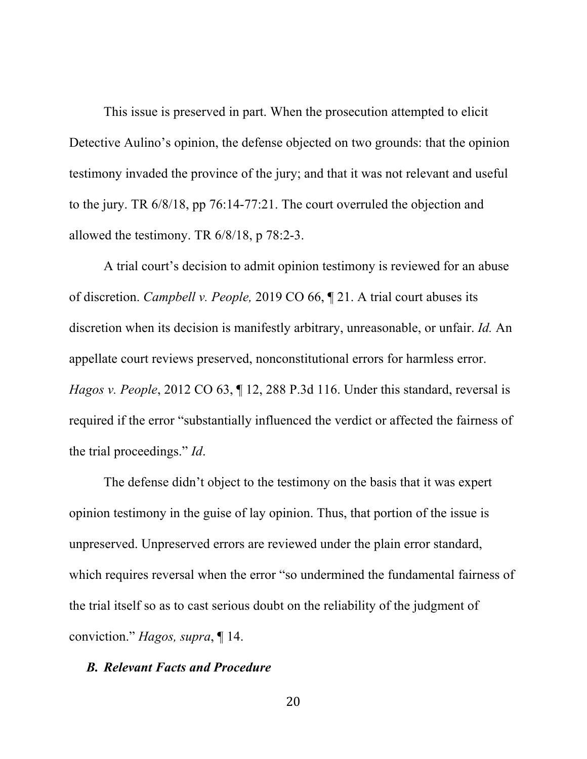This issue is preserved in part. When the prosecution attempted to elicit Detective Aulino's opinion, the defense objected on two grounds: that the opinion testimony invaded the province of the jury; and that it was not relevant and useful to the jury. TR 6/8/18, pp 76:14-77:21. The court overruled the objection and allowed the testimony. TR 6/8/18, p 78:2-3.

A trial court's decision to admit opinion testimony is reviewed for an abuse of discretion. *Campbell v. People,* 2019 CO 66, ¶ 21. A trial court abuses its discretion when its decision is manifestly arbitrary, unreasonable, or unfair. *Id.* An appellate court reviews preserved, nonconstitutional errors for harmless error. *Hagos v. People*, 2012 CO 63, ¶ 12, 288 P.3d 116. Under this standard, reversal is required if the error "substantially influenced the verdict or affected the fairness of the trial proceedings." *Id*.

The defense didn't object to the testimony on the basis that it was expert opinion testimony in the guise of lay opinion. Thus, that portion of the issue is unpreserved. Unpreserved errors are reviewed under the plain error standard, which requires reversal when the error "so undermined the fundamental fairness of the trial itself so as to cast serious doubt on the reliability of the judgment of conviction." *Hagos, supra*, ¶ 14.

### *B. Relevant Facts and Procedure*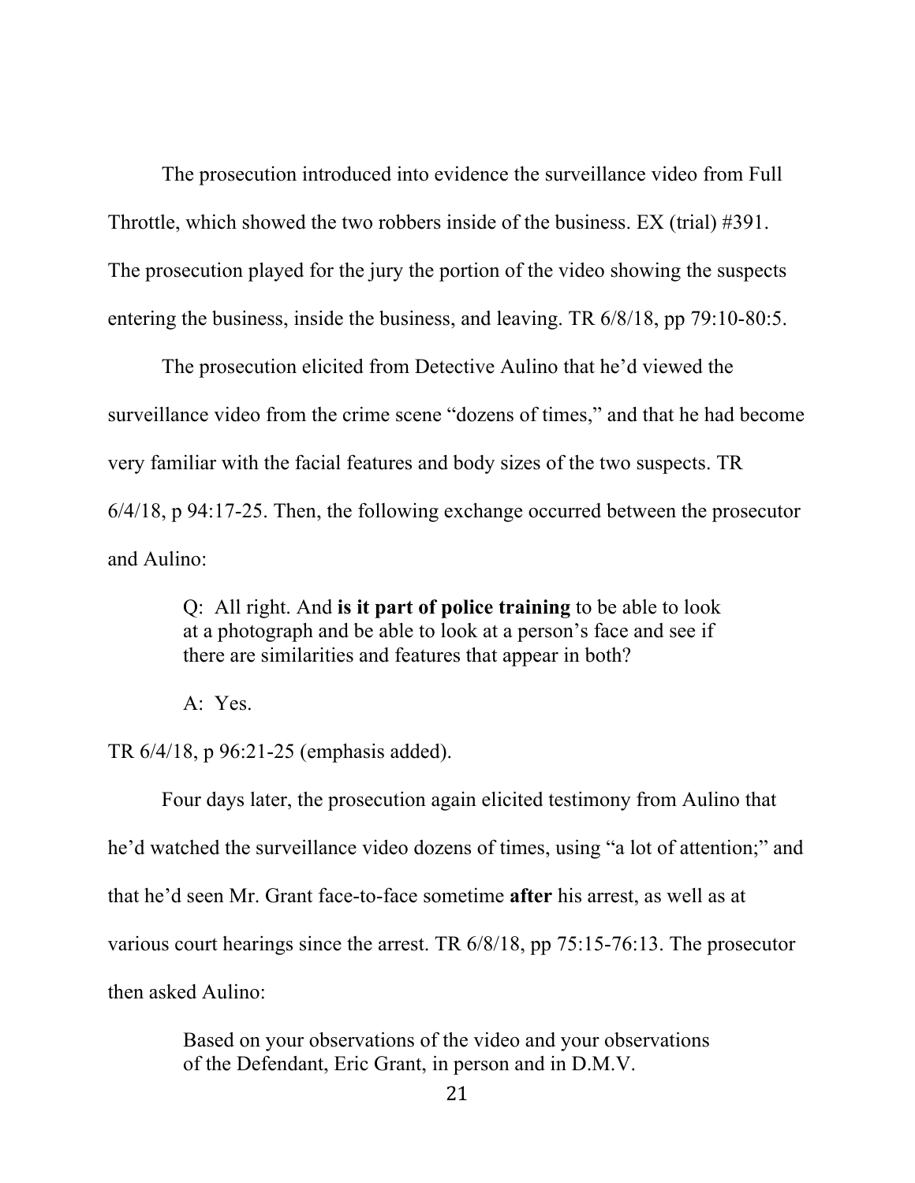The prosecution introduced into evidence the surveillance video from Full Throttle, which showed the two robbers inside of the business. EX (trial) #391. The prosecution played for the jury the portion of the video showing the suspects entering the business, inside the business, and leaving. TR 6/8/18, pp 79:10-80:5.

The prosecution elicited from Detective Aulino that he'd viewed the surveillance video from the crime scene "dozens of times," and that he had become very familiar with the facial features and body sizes of the two suspects. TR 6/4/18, p 94:17-25. Then, the following exchange occurred between the prosecutor and Aulino:

> Q: All right. And **is it part of police training** to be able to look at a photograph and be able to look at a person's face and see if there are similarities and features that appear in both?
>
> A: Yes.

TR 6/4/18, p 96:21-25 (emphasis added).

Four days later, the prosecution again elicited testimony from Aulino that he'd watched the surveillance video dozens of times, using "a lot of attention;" and that he'd seen Mr. Grant face-to-face sometime **after** his arrest, as well as at various court hearings since the arrest. TR 6/8/18, pp 75:15-76:13. The prosecutor then asked Aulino:

> Based on your observations of the video and your observations of the Defendant, Eric Grant, in person and in D.M.V.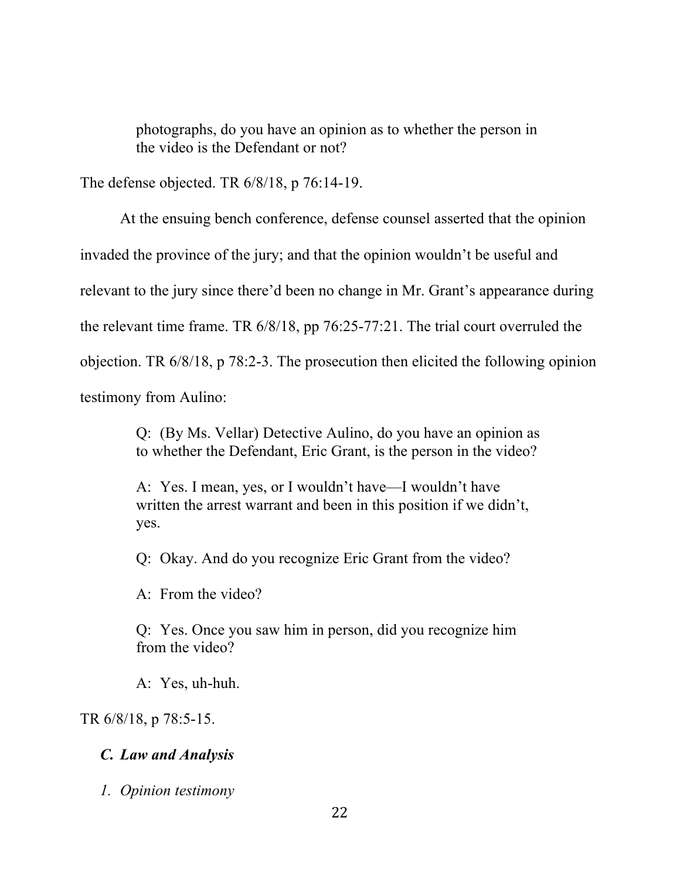> photographs, do you have an opinion as to whether the person in the video is the Defendant or not?

The defense objected. TR 6/8/18, p 76:14-19.

At the ensuing bench conference, defense counsel asserted that the opinion invaded the province of the jury; and that the opinion wouldn't be useful and relevant to the jury since there'd been no change in Mr. Grant's appearance during the relevant time frame. TR 6/8/18, pp 76:25-77:21. The trial court overruled the objection. TR 6/8/18, p 78:2-3. The prosecution then elicited the following opinion testimony from Aulino:

> Q: (By Ms. Vellar) Detective Aulino, do you have an opinion as to whether the Defendant, Eric Grant, is the person in the video?
>
> A: Yes. I mean, yes, or I wouldn't have—I wouldn't have written the arrest warrant and been in this position if we didn't, yes.
>
> Q: Okay. And do you recognize Eric Grant from the video?
>
> A: From the video?
>
> Q: Yes. Once you saw him in person, did you recognize him from the video?
>
> A: Yes, uh-huh.

TR 6/8/18, p 78:5-15.

### *C. Law and Analysis*

#### *1. Opinion testimony*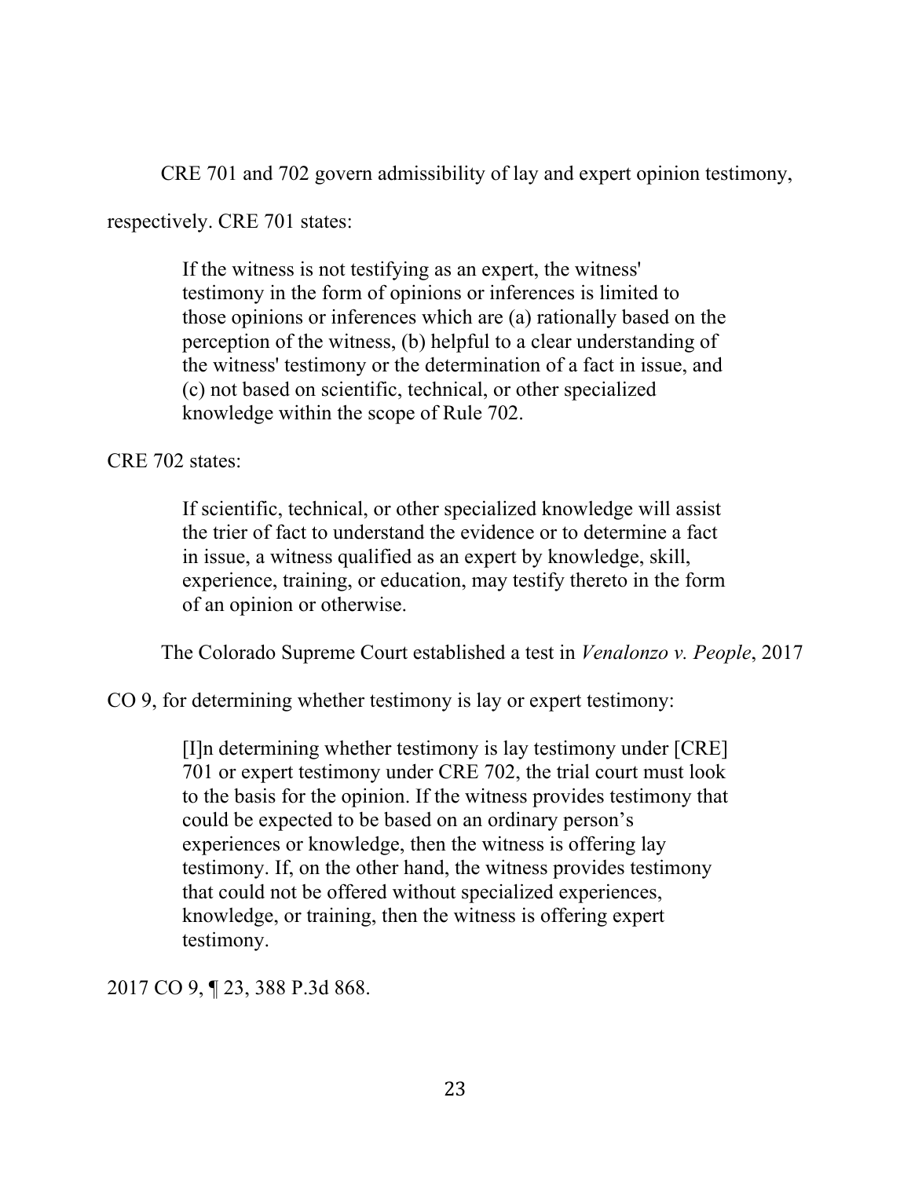CRE 701 and 702 govern admissibility of lay and expert opinion testimony, respectively. CRE 701 states:

> If the witness is not testifying as an expert, the witness' testimony in the form of opinions or inferences is limited to those opinions or inferences which are (a) rationally based on the perception of the witness, (b) helpful to a clear understanding of the witness' testimony or the determination of a fact in issue, and (c) not based on scientific, technical, or other specialized knowledge within the scope of Rule 702.

CRE 702 states:

> If scientific, technical, or other specialized knowledge will assist the trier of fact to understand the evidence or to determine a fact in issue, a witness qualified as an expert by knowledge, skill, experience, training, or education, may testify thereto in the form of an opinion or otherwise.

The Colorado Supreme Court established a test in *Venalonzo v. People*, 2017 CO 9, for determining whether testimony is lay or expert testimony:

> [I]n determining whether testimony is lay testimony under [CRE] 701 or expert testimony under CRE 702, the trial court must look to the basis for the opinion. If the witness provides testimony that could be expected to be based on an ordinary person's experiences or knowledge, then the witness is offering lay testimony. If, on the other hand, the witness provides testimony that could not be offered without specialized experiences, knowledge, or training, then the witness is offering expert testimony.

2017 CO 9, ¶ 23, 388 P.3d 868.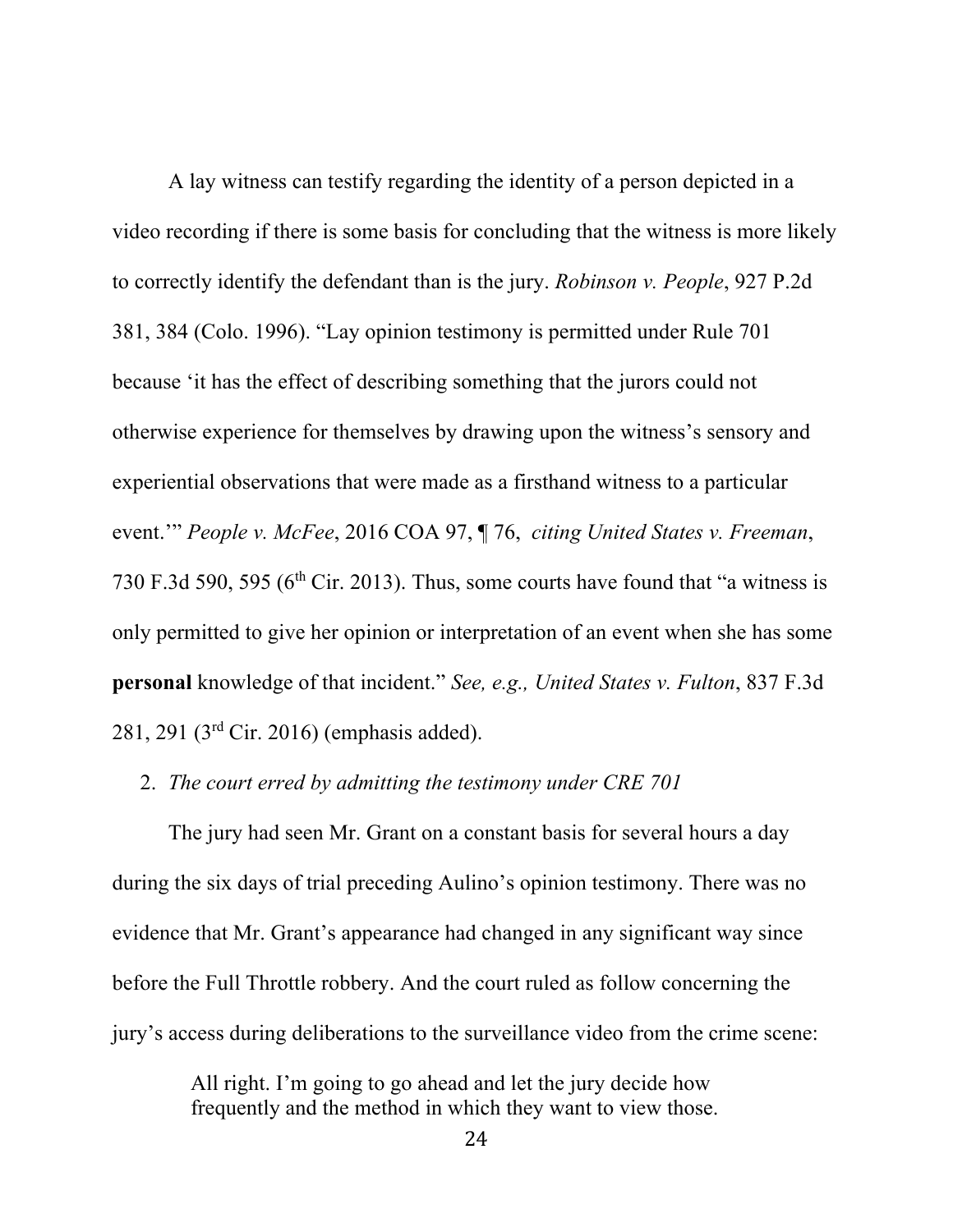A lay witness can testify regarding the identity of a person depicted in a video recording if there is some basis for concluding that the witness is more likely to correctly identify the defendant than is the jury. *Robinson v. People*, 927 P.2d 381, 384 (Colo. 1996). "Lay opinion testimony is permitted under Rule 701 because 'it has the effect of describing something that the jurors could not otherwise experience for themselves by drawing upon the witness's sensory and experiential observations that were made as a firsthand witness to a particular event.'" *People v. McFee*, 2016 COA 97, ¶ 76, *citing United States v. Freeman*, 730 F.3d 590, 595 (6th Cir. 2013). Thus, some courts have found that "a witness is only permitted to give her opinion or interpretation of an event when she has some **personal** knowledge of that incident." *See, e.g., United States v. Fulton*, 837 F.3d 281, 291 (3rd Cir. 2016) (emphasis added).

2. *The court erred by admitting the testimony under CRE 701*

The jury had seen Mr. Grant on a constant basis for several hours a day during the six days of trial preceding Aulino's opinion testimony. There was no evidence that Mr. Grant's appearance had changed in any significant way since before the Full Throttle robbery. And the court ruled as follow concerning the jury's access during deliberations to the surveillance video from the crime scene:

> All right. I'm going to go ahead and let the jury decide how frequently and the method in which they want to view those.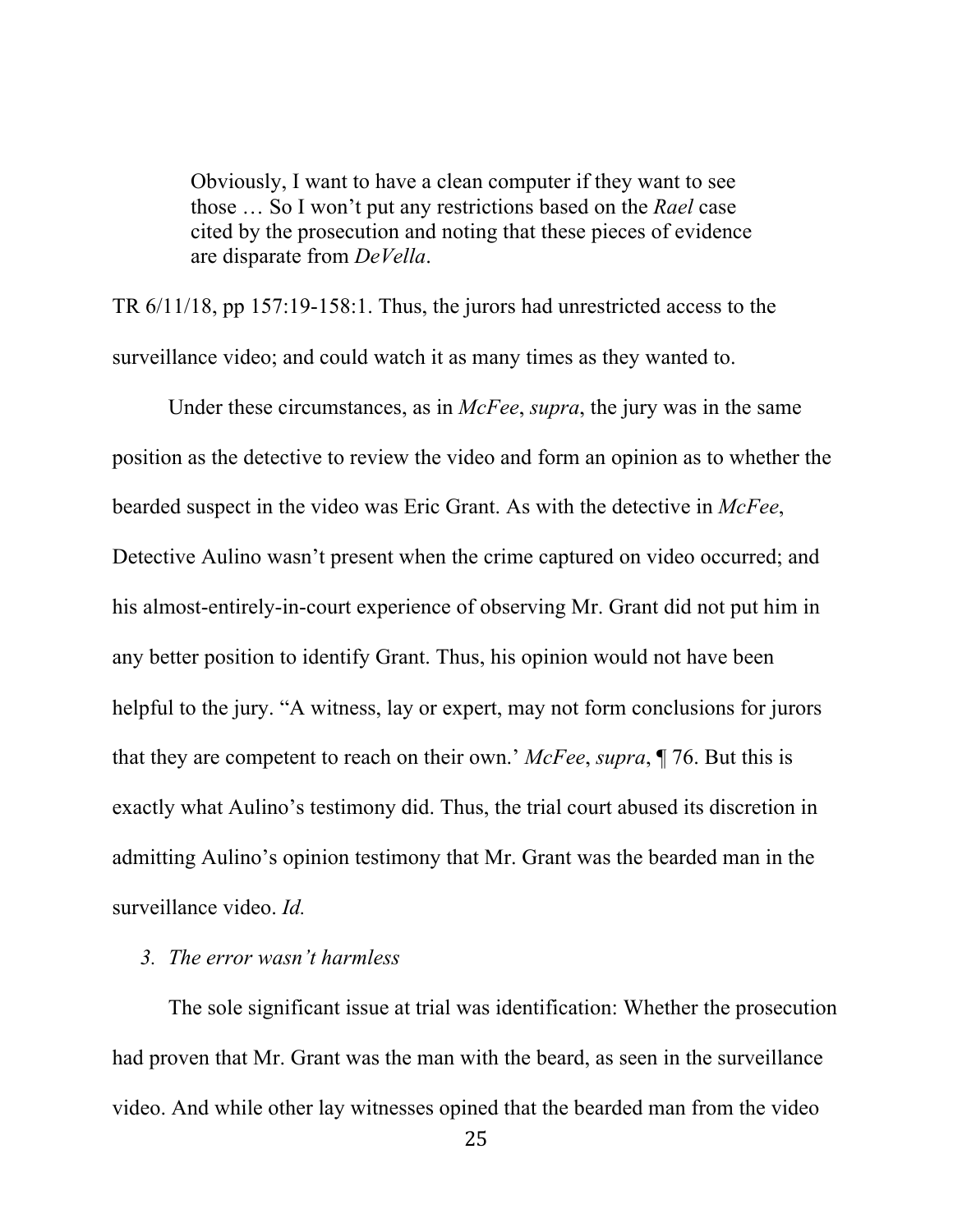> Obviously, I want to have a clean computer if they want to see those … So I won't put any restrictions based on the *Rael* case cited by the prosecution and noting that these pieces of evidence are disparate from *DeVella*.

TR 6/11/18, pp 157:19-158:1. Thus, the jurors had unrestricted access to the surveillance video; and could watch it as many times as they wanted to.

Under these circumstances, as in *McFee*, *supra*, the jury was in the same position as the detective to review the video and form an opinion as to whether the bearded suspect in the video was Eric Grant. As with the detective in *McFee*, Detective Aulino wasn't present when the crime captured on video occurred; and his almost-entirely-in-court experience of observing Mr. Grant did not put him in any better position to identify Grant. Thus, his opinion would not have been helpful to the jury. "A witness, lay or expert, may not form conclusions for jurors that they are competent to reach on their own.' *McFee*, *supra*, ¶ 76. But this is exactly what Aulino's testimony did. Thus, the trial court abused its discretion in admitting Aulino's opinion testimony that Mr. Grant was the bearded man in the surveillance video. *Id.*

### 3. *The error wasn't harmless*

The sole significant issue at trial was identification: Whether the prosecution had proven that Mr. Grant was the man with the beard, as seen in the surveillance video. And while other lay witnesses opined that the bearded man from the video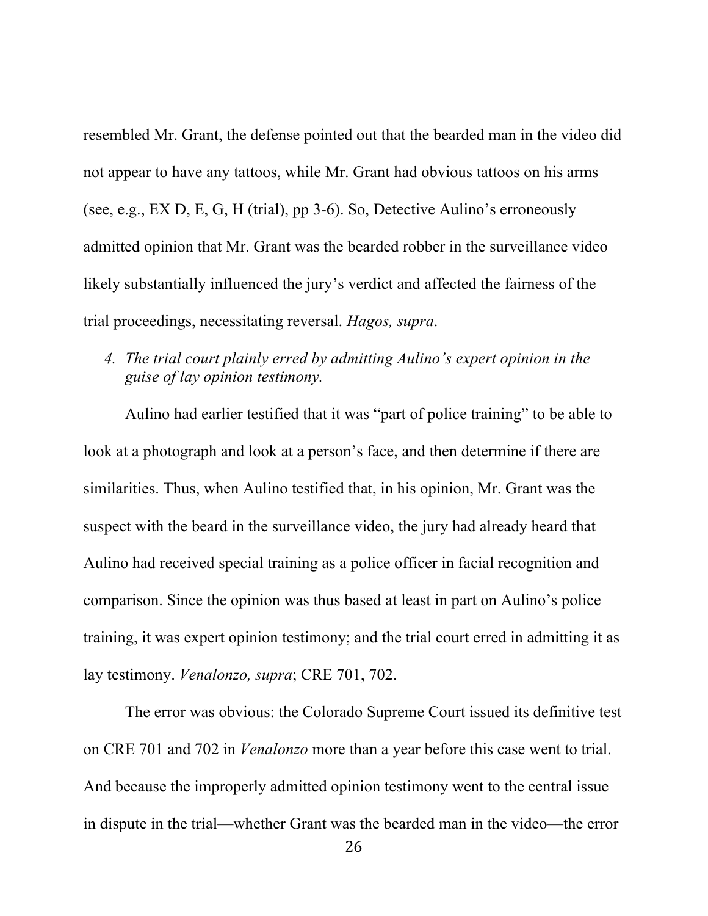resembled Mr. Grant, the defense pointed out that the bearded man in the video did not appear to have any tattoos, while Mr. Grant had obvious tattoos on his arms (see, e.g., EX D, E, G, H (trial), pp 3-6). So, Detective Aulino's erroneously admitted opinion that Mr. Grant was the bearded robber in the surveillance video likely substantially influenced the jury's verdict and affected the fairness of the trial proceedings, necessitating reversal. *Hagos, supra*.

4. *The trial court plainly erred by admitting Aulino's expert opinion in the guise of lay opinion testimony.*

Aulino had earlier testified that it was "part of police training" to be able to look at a photograph and look at a person's face, and then determine if there are similarities. Thus, when Aulino testified that, in his opinion, Mr. Grant was the suspect with the beard in the surveillance video, the jury had already heard that Aulino had received special training as a police officer in facial recognition and comparison. Since the opinion was thus based at least in part on Aulino's police training, it was expert opinion testimony; and the trial court erred in admitting it as lay testimony. *Venalonzo, supra*; CRE 701, 702.

The error was obvious: the Colorado Supreme Court issued its definitive test on CRE 701 and 702 in *Venalonzo* more than a year before this case went to trial. And because the improperly admitted opinion testimony went to the central issue in dispute in the trial—whether Grant was the bearded man in the video—the error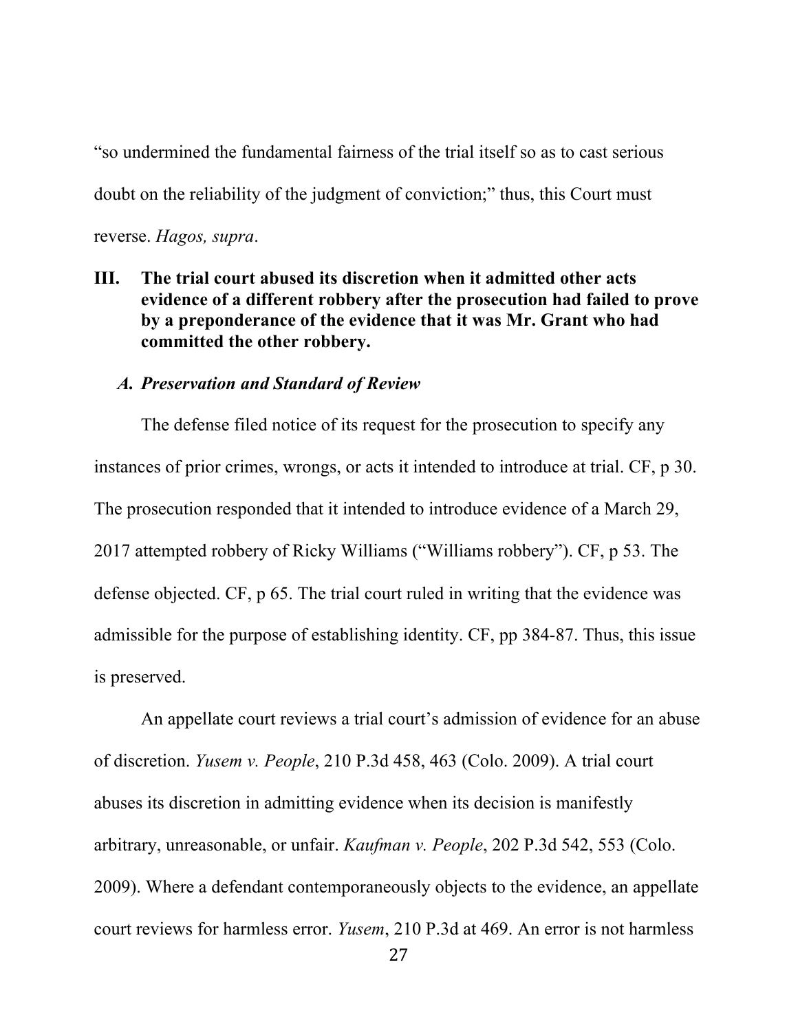"so undermined the fundamental fairness of the trial itself so as to cast serious doubt on the reliability of the judgment of conviction;" thus, this Court must reverse. *Hagos, supra*.

## III. The trial court abused its discretion when it admitted other acts evidence of a different robbery after the prosecution had failed to prove by a preponderance of the evidence that it was Mr. Grant who had committed the other robbery.

### *A. Preservation and Standard of Review*

The defense filed notice of its request for the prosecution to specify any instances of prior crimes, wrongs, or acts it intended to introduce at trial. CF, p 30. The prosecution responded that it intended to introduce evidence of a March 29, 2017 attempted robbery of Ricky Williams ("Williams robbery"). CF, p 53. The defense objected. CF, p 65. The trial court ruled in writing that the evidence was admissible for the purpose of establishing identity. CF, pp 384-87. Thus, this issue is preserved.

An appellate court reviews a trial court's admission of evidence for an abuse of discretion. *Yusem v. People*, 210 P.3d 458, 463 (Colo. 2009). A trial court abuses its discretion in admitting evidence when its decision is manifestly arbitrary, unreasonable, or unfair. *Kaufman v. People*, 202 P.3d 542, 553 (Colo. 2009). Where a defendant contemporaneously objects to the evidence, an appellate court reviews for harmless error. *Yusem*, 210 P.3d at 469. An error is not harmless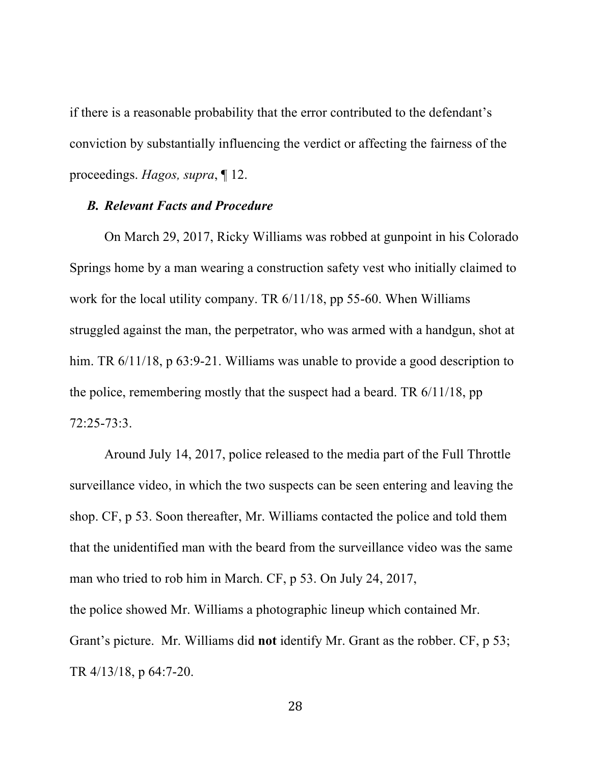if there is a reasonable probability that the error contributed to the defendant's conviction by substantially influencing the verdict or affecting the fairness of the proceedings. *Hagos, supra*, ¶ 12.

### *B. Relevant Facts and Procedure*

On March 29, 2017, Ricky Williams was robbed at gunpoint in his Colorado Springs home by a man wearing a construction safety vest who initially claimed to work for the local utility company. TR 6/11/18, pp 55-60. When Williams struggled against the man, the perpetrator, who was armed with a handgun, shot at him. TR 6/11/18, p 63:9-21. Williams was unable to provide a good description to the police, remembering mostly that the suspect had a beard. TR 6/11/18, pp 72:25-73:3.

Around July 14, 2017, police released to the media part of the Full Throttle surveillance video, in which the two suspects can be seen entering and leaving the shop. CF, p 53. Soon thereafter, Mr. Williams contacted the police and told them that the unidentified man with the beard from the surveillance video was the same man who tried to rob him in March. CF, p 53. On July 24, 2017, the police showed Mr. Williams a photographic lineup which contained Mr. Grant's picture. Mr. Williams did **not** identify Mr. Grant as the robber. CF, p 53; TR 4/13/18, p 64:7-20.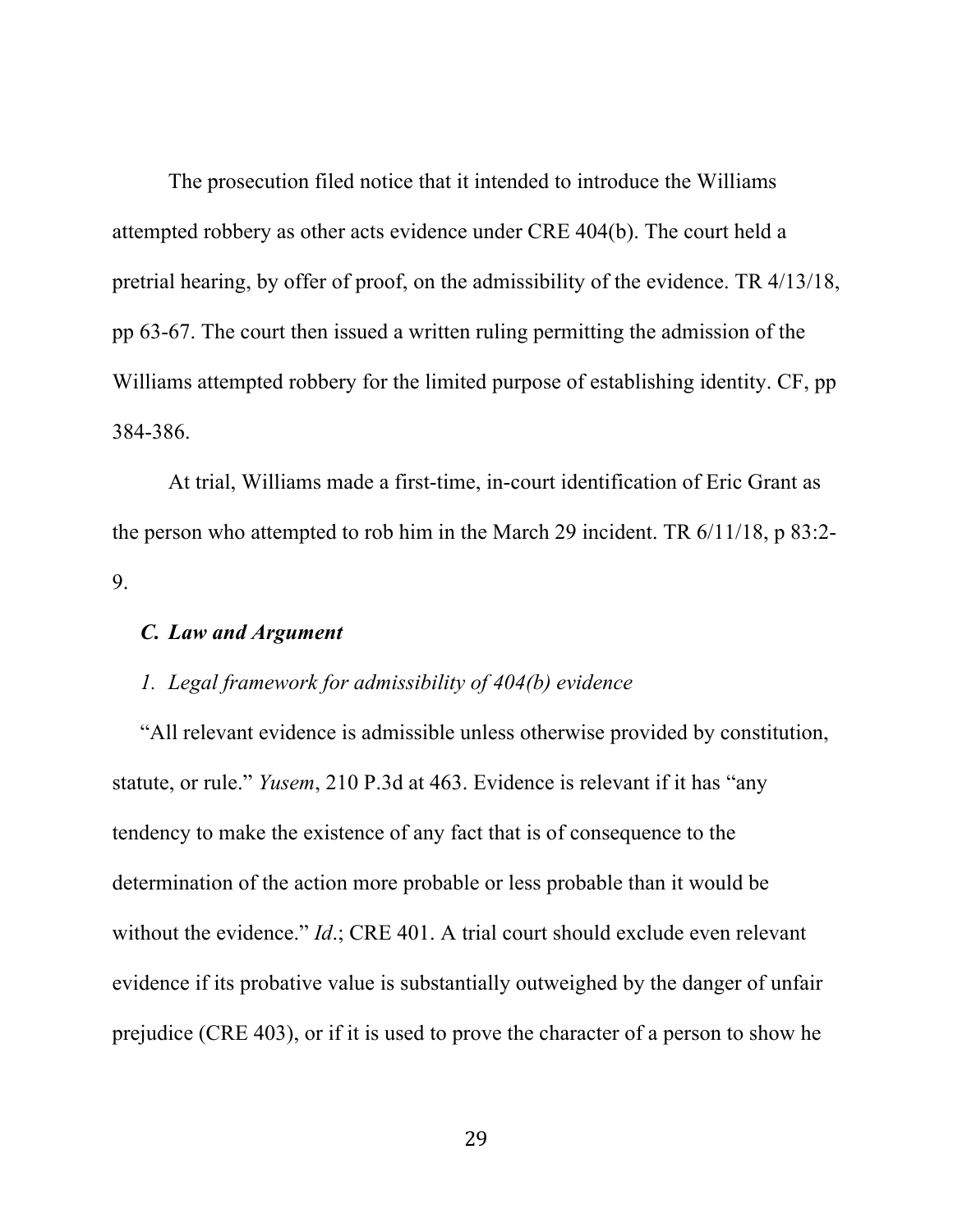The prosecution filed notice that it intended to introduce the Williams attempted robbery as other acts evidence under CRE 404(b). The court held a pretrial hearing, by offer of proof, on the admissibility of the evidence. TR 4/13/18, pp 63-67. The court then issued a written ruling permitting the admission of the Williams attempted robbery for the limited purpose of establishing identity. CF, pp 384-386.

At trial, Williams made a first-time, in-court identification of Eric Grant as the person who attempted to rob him in the March 29 incident. TR 6/11/18, p 83:2-9.

### *C. Law and Argument*

#### *1. Legal framework for admissibility of 404(b) evidence*

"All relevant evidence is admissible unless otherwise provided by constitution, statute, or rule." *Yusem*, 210 P.3d at 463. Evidence is relevant if it has "any tendency to make the existence of any fact that is of consequence to the determination of the action more probable or less probable than it would be without the evidence." *Id*.; CRE 401. A trial court should exclude even relevant evidence if its probative value is substantially outweighed by the danger of unfair prejudice (CRE 403), or if it is used to prove the character of a person to show he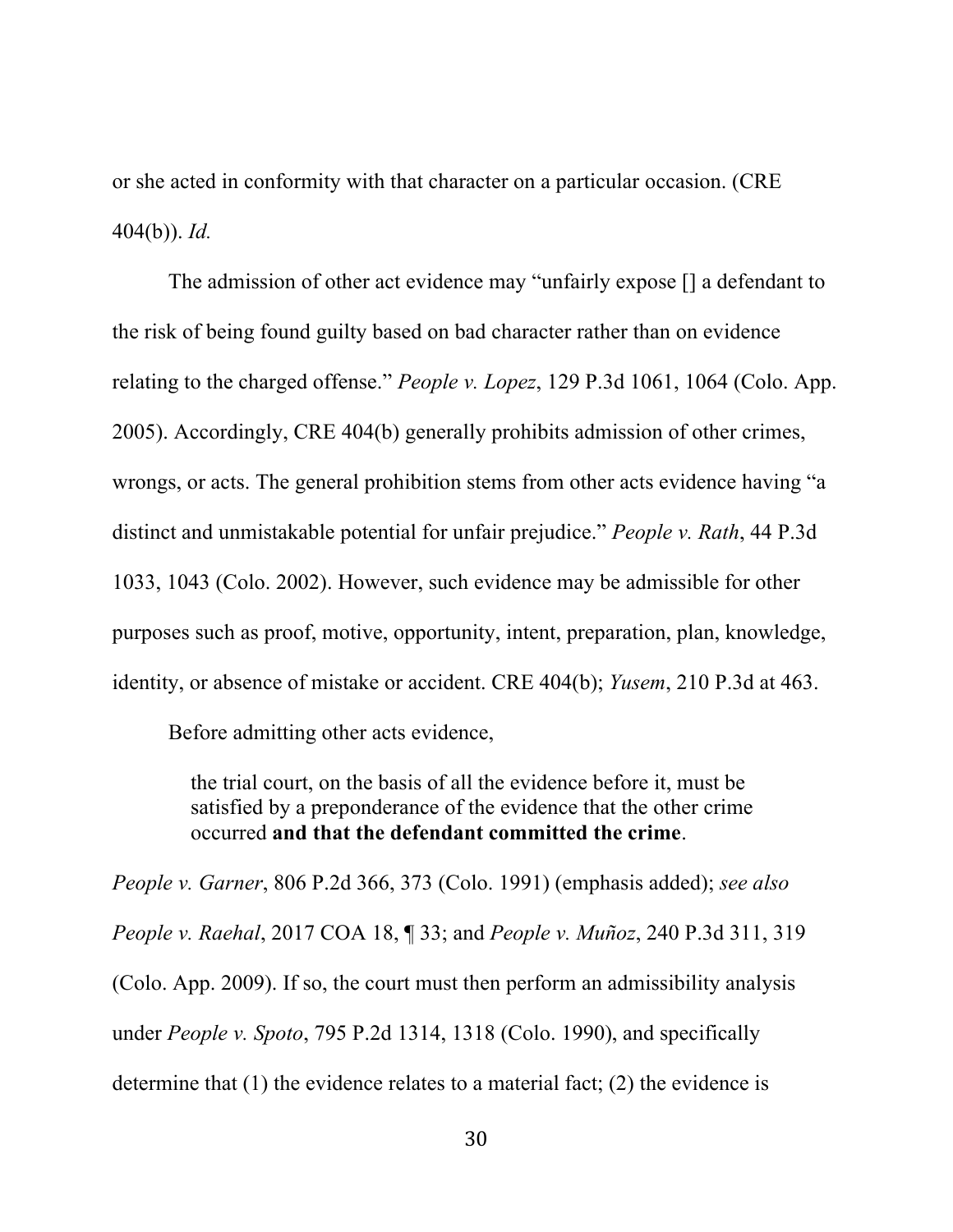or she acted in conformity with that character on a particular occasion. (CRE 404(b)). *Id.*

The admission of other act evidence may "unfairly expose [] a defendant to the risk of being found guilty based on bad character rather than on evidence relating to the charged offense." *People v. Lopez*, 129 P.3d 1061, 1064 (Colo. App. 2005). Accordingly, CRE 404(b) generally prohibits admission of other crimes, wrongs, or acts. The general prohibition stems from other acts evidence having "a distinct and unmistakable potential for unfair prejudice." *People v. Rath*, 44 P.3d 1033, 1043 (Colo. 2002). However, such evidence may be admissible for other purposes such as proof, motive, opportunity, intent, preparation, plan, knowledge, identity, or absence of mistake or accident. CRE 404(b); *Yusem*, 210 P.3d at 463.

Before admitting other acts evidence,

> the trial court, on the basis of all the evidence before it, must be satisfied by a preponderance of the evidence that the other crime occurred **and that the defendant committed the crime**.

*People v. Garner*, 806 P.2d 366, 373 (Colo. 1991) (emphasis added); *see also People v. Raehal*, 2017 COA 18, ¶ 33; and *People v. Muñoz*, 240 P.3d 311, 319 (Colo. App. 2009). If so, the court must then perform an admissibility analysis under *People v. Spoto*, 795 P.2d 1314, 1318 (Colo. 1990), and specifically determine that (1) the evidence relates to a material fact; (2) the evidence is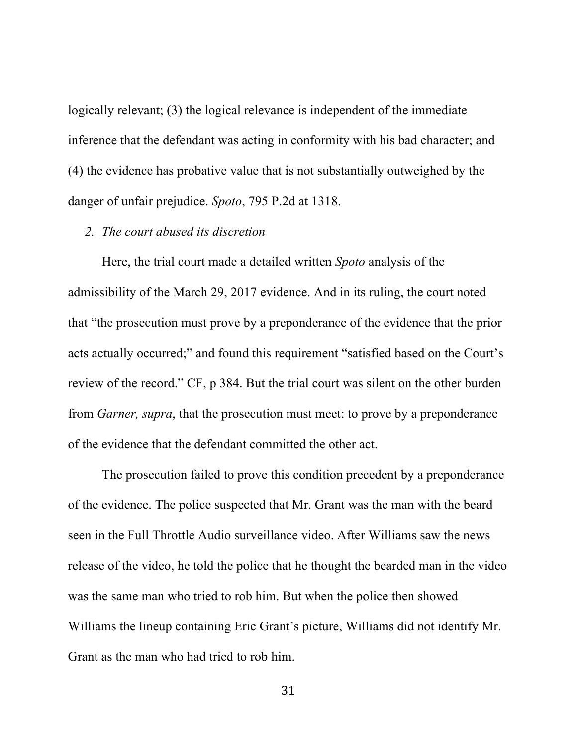logically relevant; (3) the logical relevance is independent of the immediate inference that the defendant was acting in conformity with his bad character; and (4) the evidence has probative value that is not substantially outweighed by the danger of unfair prejudice. *Spoto*, 795 P.2d at 1318.

*2. The court abused its discretion*

Here, the trial court made a detailed written *Spoto* analysis of the admissibility of the March 29, 2017 evidence. And in its ruling, the court noted that "the prosecution must prove by a preponderance of the evidence that the prior acts actually occurred;" and found this requirement "satisfied based on the Court's review of the record." CF, p 384. But the trial court was silent on the other burden from *Garner, supra*, that the prosecution must meet: to prove by a preponderance of the evidence that the defendant committed the other act.

The prosecution failed to prove this condition precedent by a preponderance of the evidence. The police suspected that Mr. Grant was the man with the beard seen in the Full Throttle Audio surveillance video. After Williams saw the news release of the video, he told the police that he thought the bearded man in the video was the same man who tried to rob him. But when the police then showed Williams the lineup containing Eric Grant's picture, Williams did not identify Mr. Grant as the man who had tried to rob him.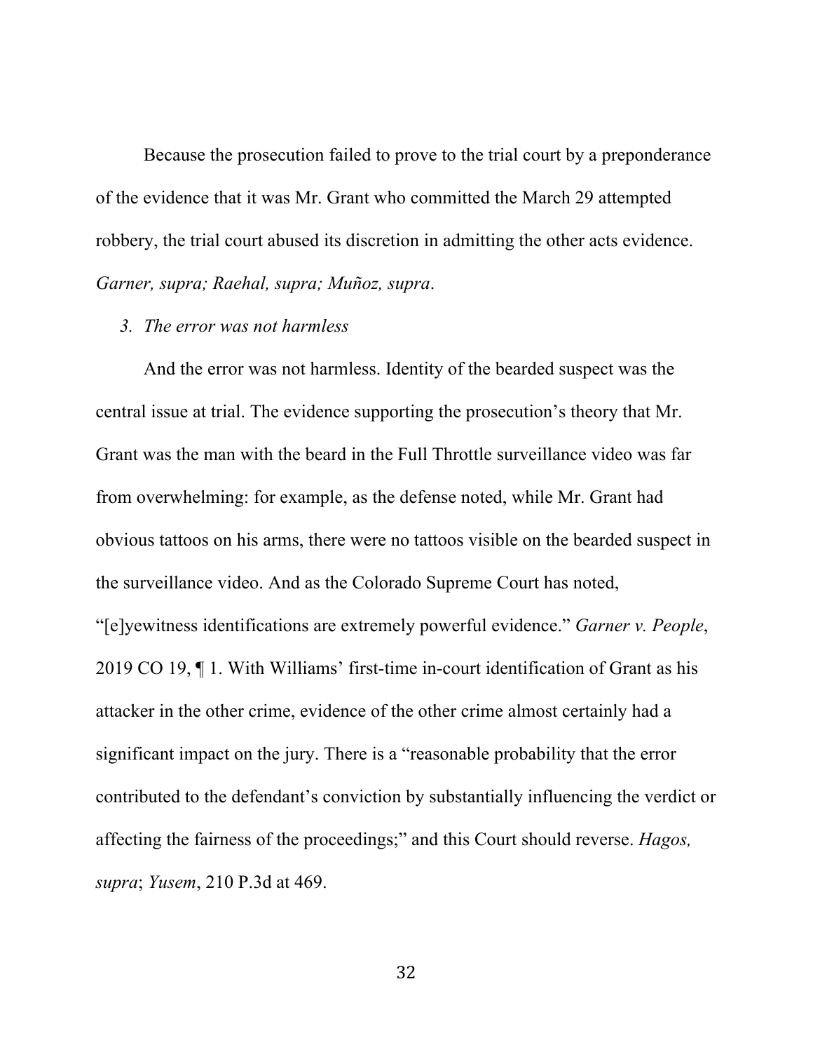Because the prosecution failed to prove to the trial court by a preponderance of the evidence that it was Mr. Grant who committed the March 29 attempted robbery, the trial court abused its discretion in admitting the other acts evidence. *Garner, supra; Raehal, supra; Muñoz, supra*.

*3. The error was not harmless*

And the error was not harmless. Identity of the bearded suspect was the central issue at trial. The evidence supporting the prosecution's theory that Mr. Grant was the man with the beard in the Full Throttle surveillance video was far from overwhelming: for example, as the defense noted, while Mr. Grant had obvious tattoos on his arms, there were no tattoos visible on the bearded suspect in the surveillance video. And as the Colorado Supreme Court has noted, "[e]yewitness identifications are extremely powerful evidence." *Garner v. People*, 2019 CO 19, ¶ 1. With Williams' first-time in-court identification of Grant as his attacker in the other crime, evidence of the other crime almost certainly had a significant impact on the jury. There is a "reasonable probability that the error contributed to the defendant's conviction by substantially influencing the verdict or affecting the fairness of the proceedings;" and this Court should reverse. *Hagos, supra*; *Yusem*, 210 P.3d at 469.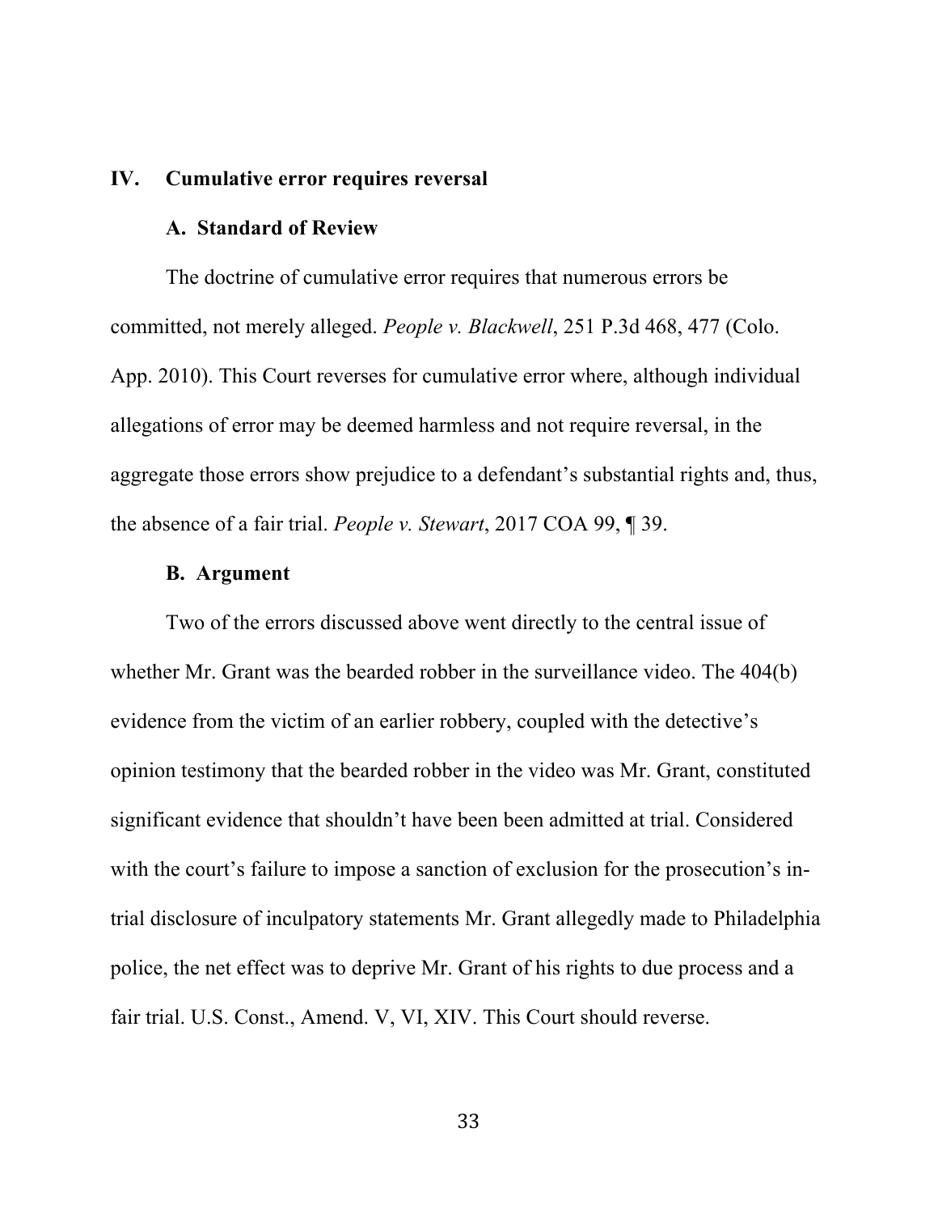## IV. Cumulative error requires reversal

### A. Standard of Review

The doctrine of cumulative error requires that numerous errors be committed, not merely alleged. *People v. Blackwell*, 251 P.3d 468, 477 (Colo. App. 2010). This Court reverses for cumulative error where, although individual allegations of error may be deemed harmless and not require reversal, in the aggregate those errors show prejudice to a defendant's substantial rights and, thus, the absence of a fair trial. *People v. Stewart*, 2017 COA 99, ¶ 39.

### B. Argument

Two of the errors discussed above went directly to the central issue of whether Mr. Grant was the bearded robber in the surveillance video. The 404(b) evidence from the victim of an earlier robbery, coupled with the detective's opinion testimony that the bearded robber in the video was Mr. Grant, constituted significant evidence that shouldn't have been been admitted at trial. Considered with the court's failure to impose a sanction of exclusion for the prosecution's in-trial disclosure of inculpatory statements Mr. Grant allegedly made to Philadelphia police, the net effect was to deprive Mr. Grant of his rights to due process and a fair trial. U.S. Const., Amend. V, VI, XIV. This Court should reverse.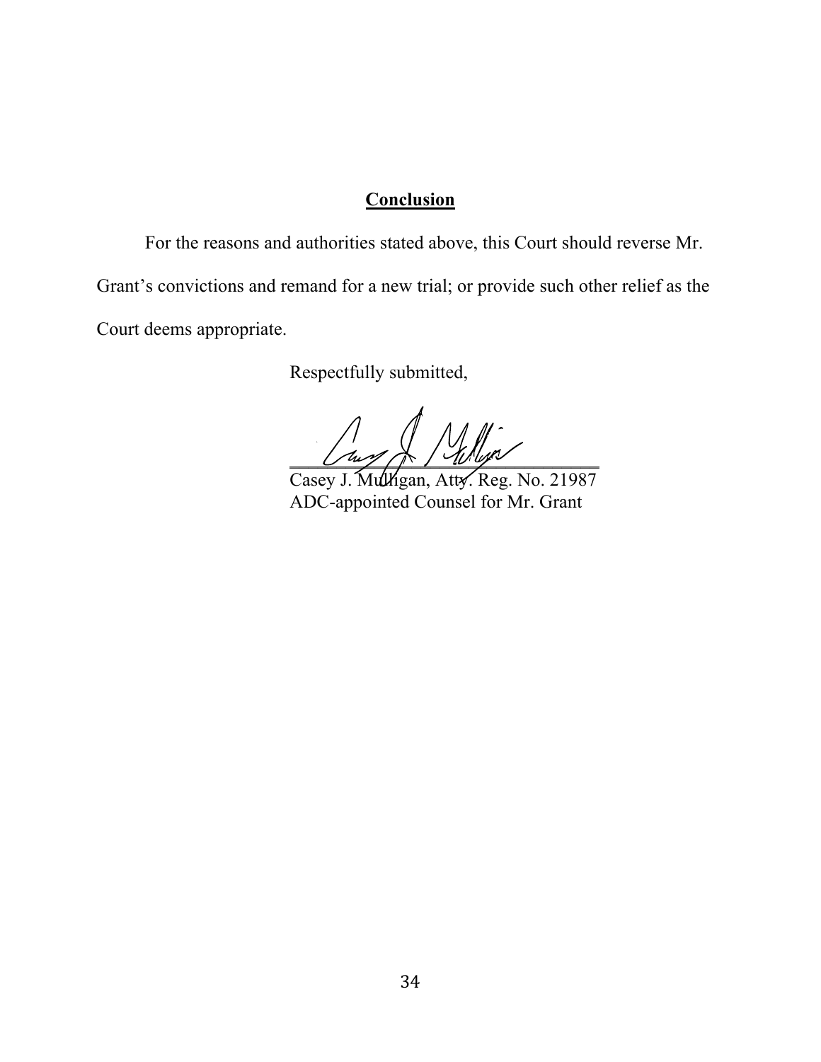## **Conclusion**

For the reasons and authorities stated above, this Court should reverse Mr. Grant's convictions and remand for a new trial; or provide such other relief as the Court deems appropriate.

Respectfully submitted,

Casey J. Mulligan, Atty. Reg. No. 21987
ADC-appointed Counsel for Mr. Grant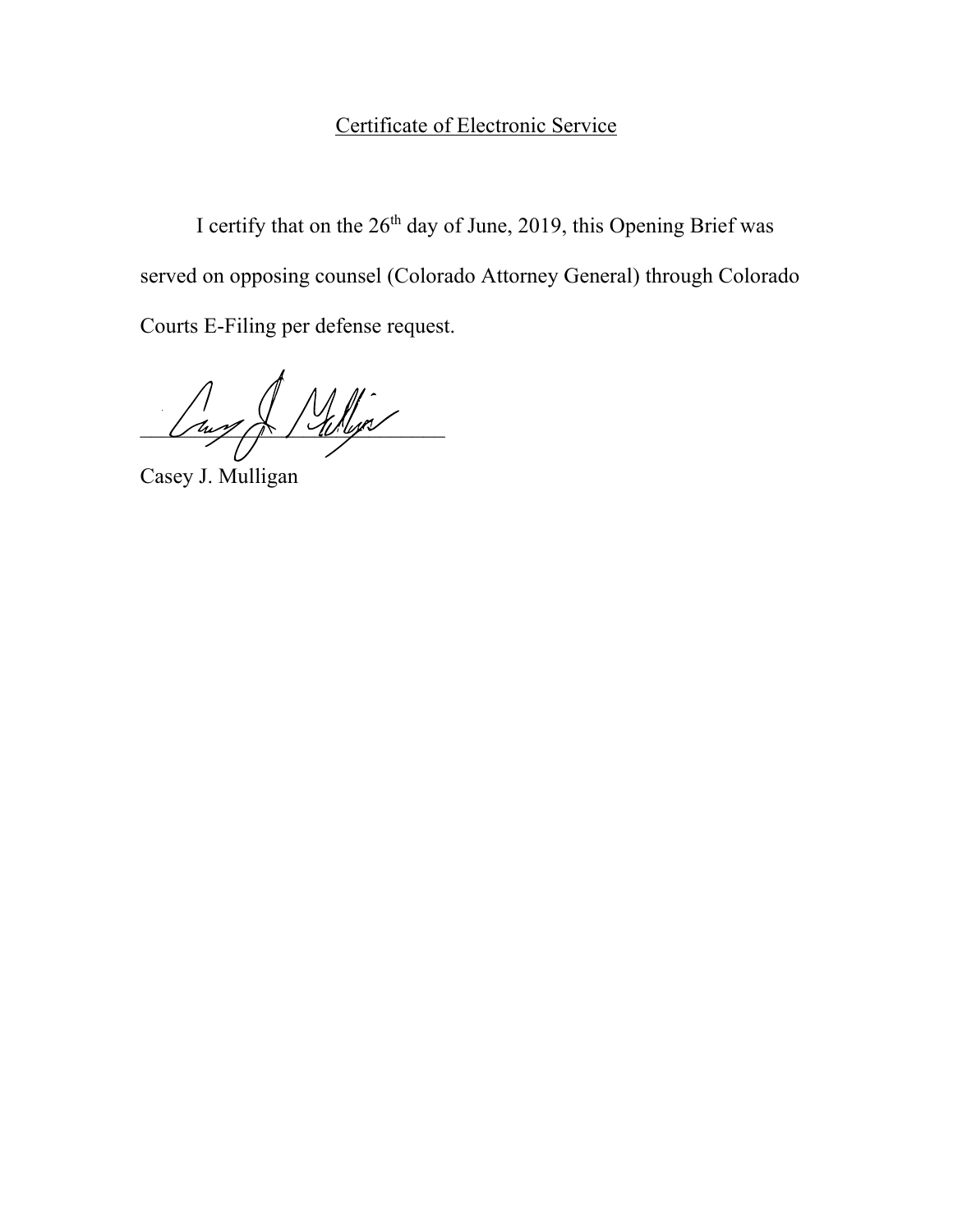Certificate of Electronic Service

I certify that on the 26th day of June, 2019, this Opening Brief was served on opposing counsel (Colorado Attorney General) through Colorado Courts E-Filing per defense request.

\_\_\_\_\_\_\_\_\_\_\_\_\_\_\_\_\_\_\_\_\_\_\_\_\_\_\_\_\_\_

Casey J. Mulligan